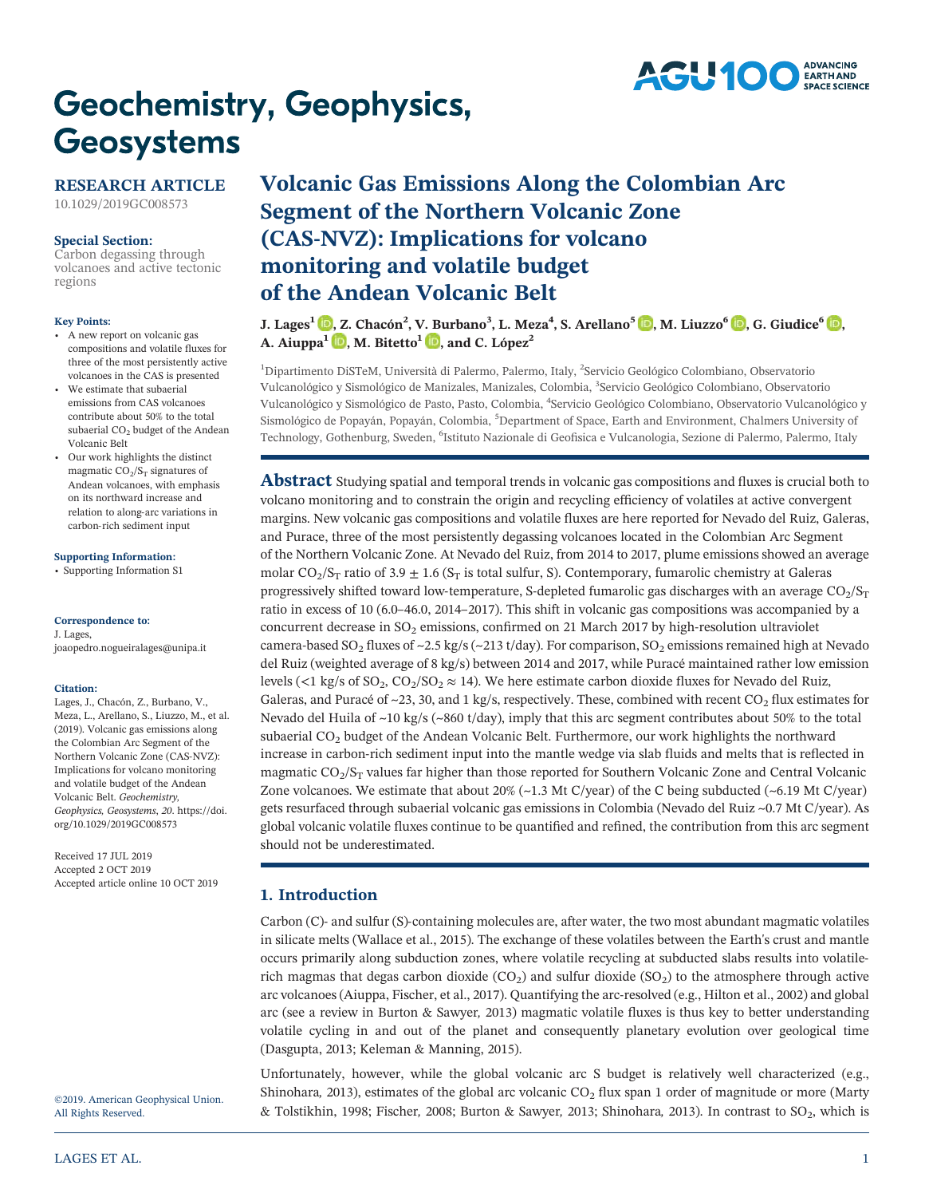# Geochemistry, Geophysics, Geosystems

**RESEARCH ARTICLE**
10.1029/2019GC008573

**Special Section:**
Carbon degassing through volcanoes and active tectonic regions

**Key Points:**
- A new report on volcanic gas compositions and volatile fluxes for three of the most persistently active volcanoes in the CAS is presented
- We estimate that subaerial emissions from CAS volcanoes contribute about 50% to the total subaerial $CO_2$ budget of the Andean Volcanic Belt
- Our work highlights the distinct magmatic $CO_2/S_T$ signatures of Andean volcanoes, with emphasis on its northward increase and relation to along-arc variations in carbon-rich sediment input

**Supporting Information:**
- Supporting Information S1

**Correspondence to:**
J. Lages,
joaopedro.nogueiralages@unipa.it

**Citation:**
Lages, J., Chacón, Z., Burbano, V., Meza, L., Arellano, S., Liuzzo, M., et al. (2019). Volcanic gas emissions along the Colombian Arc Segment of the Northern Volcanic Zone (CAS-NVZ): Implications for volcano monitoring and volatile budget of the Andean Volcanic Belt. *Geochemistry, Geophysics, Geosystems*, *20*. https://doi.org/10.1029/2019GC008573

Received 17 JUL 2019
Accepted 2 OCT 2019
Accepted article online 10 OCT 2019

©2019. American Geophysical Union. All Rights Reserved.

# Volcanic Gas Emissions Along the Colombian Arc Segment of the Northern Volcanic Zone (CAS-NVZ): Implications for volcano monitoring and volatile budget of the Andean Volcanic Belt

**J. Lages[1], Z. Chacón[2], V. Burbano[3], L. Meza[4], S. Arellano[5], M. Liuzzo[6], G. Giudice[6], A. Aiuppa[1], M. Bitetto[1], and C. López[2]**

[1]Dipartimento DiSTeM, Università di Palermo, Palermo, Italy, [2]Servicio Geológico Colombiano, Observatorio Vulcanológico y Sismológico de Manizales, Manizales, Colombia, [3]Servicio Geológico Colombiano, Observatorio Vulcanológico y Sismológico de Pasto, Pasto, Colombia, [4]Servicio Geológico Colombiano, Observatorio Vulcanológico y Sismológico de Popayán, Popayán, Colombia, [5]Department of Space, Earth and Environment, Chalmers University of Technology, Gothenburg, Sweden, [6]Istituto Nazionale di Geofisica e Vulcanologia, Sezione di Palermo, Palermo, Italy

**Abstract** Studying spatial and temporal trends in volcanic gas compositions and fluxes is crucial both to volcano monitoring and to constrain the origin and recycling efficiency of volatiles at active convergent margins. New volcanic gas compositions and volatile fluxes are here reported for Nevado del Ruiz, Galeras, and Purace, three of the most persistently degassing volcanoes located in the Colombian Arc Segment of the Northern Volcanic Zone. At Nevado del Ruiz, from 2014 to 2017, plume emissions showed an average molar $CO_2/S_T$ ratio of $3.9 \pm 1.6$ ($S_T$ is total sulfur, S). Contemporary, fumarolic chemistry at Galeras progressively shifted toward low-temperature, S-depleted fumarolic gas discharges with an average $CO_2/S_T$ ratio in excess of 10 (6.0–46.0, 2014–2017). This shift in volcanic gas compositions was accompanied by a concurrent decrease in $SO_2$ emissions, confirmed on 21 March 2017 by high-resolution ultraviolet camera-based $SO_2$ fluxes of ~2.5 kg/s (~213 t/day). For comparison, $SO_2$ emissions remained high at Nevado del Ruiz (weighted average of 8 kg/s) between 2014 and 2017, while Puracé maintained rather low emission levels (<1 kg/s of $SO_2$, $CO_2/SO_2 \approx 14$). We here estimate carbon dioxide fluxes for Nevado del Ruiz, Galeras, and Puracé of ~23, 30, and 1 kg/s, respectively. These, combined with recent $CO_2$ flux estimates for Nevado del Huila of ~10 kg/s (~860 t/day), imply that this arc segment contributes about 50% to the total subaerial $CO_2$ budget of the Andean Volcanic Belt. Furthermore, our work highlights the northward increase in carbon-rich sediment input into the mantle wedge via slab fluids and melts that is reflected in magmatic $CO_2/S_T$ values far higher than those reported for Southern Volcanic Zone and Central Volcanic Zone volcanoes. We estimate that about 20% (~1.3 Mt C/year) of the C being subducted (~6.19 Mt C/year) gets resurfaced through subaerial volcanic gas emissions in Colombia (Nevado del Ruiz ~0.7 Mt C/year). As global volcanic volatile fluxes continue to be quantified and refined, the contribution from this arc segment should not be underestimated.

## 1. Introduction

Carbon (C)- and sulfur (S)-containing molecules are, after water, the two most abundant magmatic volatiles in silicate melts (Wallace et al., 2015). The exchange of these volatiles between the Earth's crust and mantle occurs primarily along subduction zones, where volatile recycling at subducted slabs results into volatile-rich magmas that degas carbon dioxide ($CO_2$) and sulfur dioxide ($SO_2$) to the atmosphere through active arc volcanoes (Aiuppa, Fischer, et al., 2017). Quantifying the arc-resolved (e.g., Hilton et al., 2002) and global arc (see a review in Burton & Sawyer, 2013) magmatic volatile fluxes is thus key to better understanding volatile cycling in and out of the planet and consequently planetary evolution over geological time (Dasgupta, 2013; Keleman & Manning, 2015).

Unfortunately, however, while the global volcanic arc S budget is relatively well characterized (e.g., Shinohara, 2013), estimates of the global arc volcanic $CO_2$ flux span 1 order of magnitude or more (Marty & Tolstikhin, 1998; Fischer, 2008; Burton & Sawyer, 2013; Shinohara, 2013). In contrast to $SO_2$, which is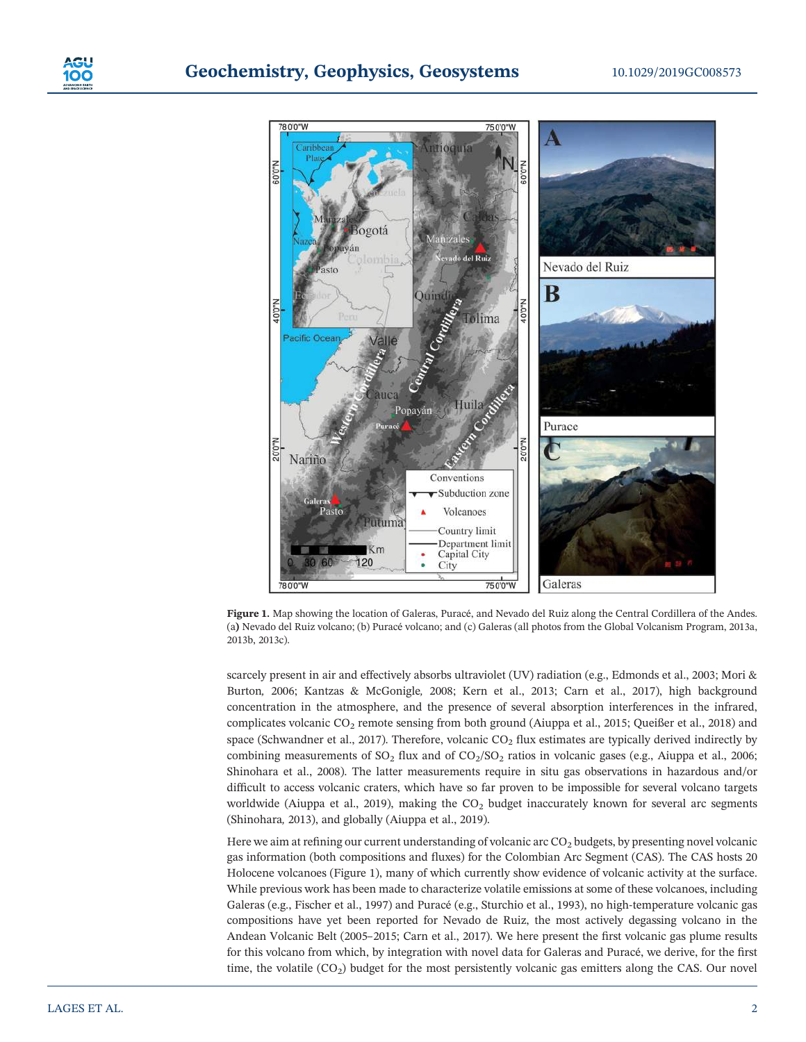**Figure 1.** Map showing the location of Galeras, Puracé, and Nevado del Ruiz along the Central Cordillera of the Andes. (a**)** Nevado del Ruiz volcano; (b) Puracé volcano; and (c) Galeras (all photos from the Global Volcanism Program, 2013a, 2013b, 2013c).

scarcely present in air and effectively absorbs ultraviolet (UV) radiation (e.g., Edmonds et al., 2003; Mori & Burton, 2006; Kantzas & McGonigle, 2008; Kern et al., 2013; Carn et al., 2017), high background concentration in the atmosphere, and the presence of several absorption interferences in the infrared, complicates volcanic $CO_2$ remote sensing from both ground (Aiuppa et al., 2015; Queißer et al., 2018) and space (Schwandner et al., 2017). Therefore, volcanic $CO_2$ flux estimates are typically derived indirectly by combining measurements of $SO_2$ flux and of $CO_2/SO_2$ ratios in volcanic gases (e.g., Aiuppa et al., 2006; Shinohara et al., 2008). The latter measurements require in situ gas observations in hazardous and/or difficult to access volcanic craters, which have so far proven to be impossible for several volcano targets worldwide (Aiuppa et al., 2019), making the $CO_2$ budget inaccurately known for several arc segments (Shinohara, 2013), and globally (Aiuppa et al., 2019).

Here we aim at refining our current understanding of volcanic arc $CO_2$ budgets, by presenting novel volcanic gas information (both compositions and fluxes) for the Colombian Arc Segment (CAS). The CAS hosts 20 Holocene volcanoes (Figure 1), many of which currently show evidence of volcanic activity at the surface. While previous work has been made to characterize volatile emissions at some of these volcanoes, including Galeras (e.g., Fischer et al., 1997) and Puracé (e.g., Sturchio et al., 1993), no high-temperature volcanic gas compositions have yet been reported for Nevado de Ruiz, the most actively degassing volcano in the Andean Volcanic Belt (2005–2015; Carn et al., 2017). We here present the first volcanic gas plume results for this volcano from which, by integration with novel data for Galeras and Puracé, we derive, for the first time, the volatile ($CO_2$) budget for the most persistently volcanic gas emitters along the CAS. Our novel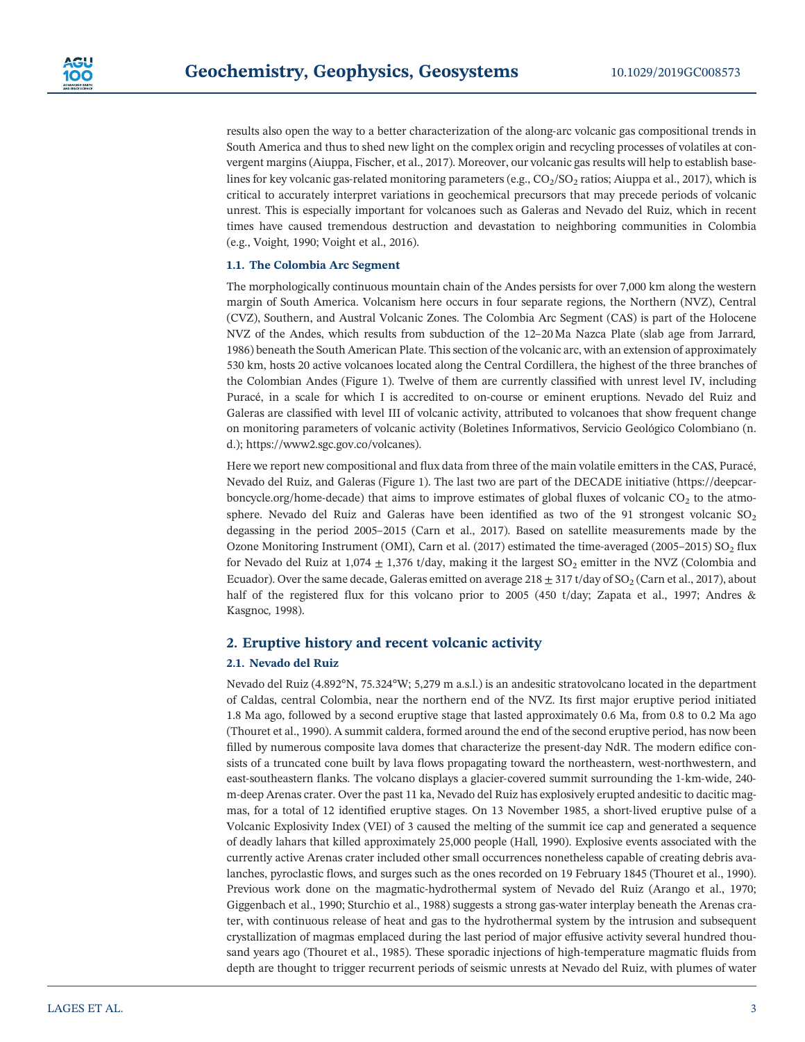results also open the way to a better characterization of the along-arc volcanic gas compositional trends in South America and thus to shed new light on the complex origin and recycling processes of volatiles at convergent margins (Aiuppa, Fischer, et al., 2017). Moreover, our volcanic gas results will help to establish baselines for key volcanic gas-related monitoring parameters (e.g., $CO_2/SO_2$ ratios; Aiuppa et al., 2017), which is critical to accurately interpret variations in geochemical precursors that may precede periods of volcanic unrest. This is especially important for volcanoes such as Galeras and Nevado del Ruiz, which in recent times have caused tremendous destruction and devastation to neighboring communities in Colombia (e.g., Voight, 1990; Voight et al., 2016).

### 1.1. The Colombia Arc Segment

The morphologically continuous mountain chain of the Andes persists for over 7,000 km along the western margin of South America. Volcanism here occurs in four separate regions, the Northern (NVZ), Central (CVZ), Southern, and Austral Volcanic Zones. The Colombia Arc Segment (CAS) is part of the Holocene NVZ of the Andes, which results from subduction of the 12–20 Ma Nazca Plate (slab age from Jarrard, 1986) beneath the South American Plate. This section of the volcanic arc, with an extension of approximately 530 km, hosts 20 active volcanoes located along the Central Cordillera, the highest of the three branches of the Colombian Andes (Figure 1). Twelve of them are currently classified with unrest level IV, including Puracé, in a scale for which I is accredited to on-course or eminent eruptions. Nevado del Ruiz and Galeras are classified with level III of volcanic activity, attributed to volcanoes that show frequent change on monitoring parameters of volcanic activity (Boletines Informativos, Servicio Geológico Colombiano (n. d.); https://www2.sgc.gov.co/volcanes).

Here we report new compositional and flux data from three of the main volatile emitters in the CAS, Puracé, Nevado del Ruiz, and Galeras (Figure 1). The last two are part of the DECADE initiative (https://deepcarboncycle.org/home-decade) that aims to improve estimates of global fluxes of volcanic $CO_2$ to the atmosphere. Nevado del Ruiz and Galeras have been identified as two of the 91 strongest volcanic $SO_2$ degassing in the period 2005–2015 (Carn et al., 2017). Based on satellite measurements made by the Ozone Monitoring Instrument (OMI), Carn et al. (2017) estimated the time-averaged (2005–2015) $SO_2$ flux for Nevado del Ruiz at $1,074 \pm 1,376$ t/day, making it the largest $SO_2$ emitter in the NVZ (Colombia and Ecuador). Over the same decade, Galeras emitted on average $218 \pm 317$ t/day of $SO_2$ (Carn et al., 2017), about half of the registered flux for this volcano prior to 2005 (450 t/day; Zapata et al., 1997; Andres & Kasgnoc, 1998).

## 2. Eruptive history and recent volcanic activity

### 2.1. Nevado del Ruiz

Nevado del Ruiz (4.892°N, 75.324°W; 5,279 m a.s.l.) is an andesitic stratovolcano located in the department of Caldas, central Colombia, near the northern end of the NVZ. Its first major eruptive period initiated 1.8 Ma ago, followed by a second eruptive stage that lasted approximately 0.6 Ma, from 0.8 to 0.2 Ma ago (Thouret et al., 1990). A summit caldera, formed around the end of the second eruptive period, has now been filled by numerous composite lava domes that characterize the present-day NdR. The modern edifice consists of a truncated cone built by lava flows propagating toward the northeastern, west-northwestern, and east-southeastern flanks. The volcano displays a glacier-covered summit surrounding the 1-km-wide, 240-m-deep Arenas crater. Over the past 11 ka, Nevado del Ruiz has explosively erupted andesitic to dacitic magmas, for a total of 12 identified eruptive stages. On 13 November 1985, a short-lived eruptive pulse of a Volcanic Explosivity Index (VEI) of 3 caused the melting of the summit ice cap and generated a sequence of deadly lahars that killed approximately 25,000 people (Hall, 1990). Explosive events associated with the currently active Arenas crater included other small occurrences nonetheless capable of creating debris avalanches, pyroclastic flows, and surges such as the ones recorded on 19 February 1845 (Thouret et al., 1990). Previous work done on the magmatic-hydrothermal system of Nevado del Ruiz (Arango et al., 1970; Giggenbach et al., 1990; Sturchio et al., 1988) suggests a strong gas-water interplay beneath the Arenas crater, with continuous release of heat and gas to the hydrothermal system by the intrusion and subsequent crystallization of magmas emplaced during the last period of major effusive activity several hundred thousand years ago (Thouret et al., 1985). These sporadic injections of high-temperature magmatic fluids from depth are thought to trigger recurrent periods of seismic unrests at Nevado del Ruiz, with plumes of water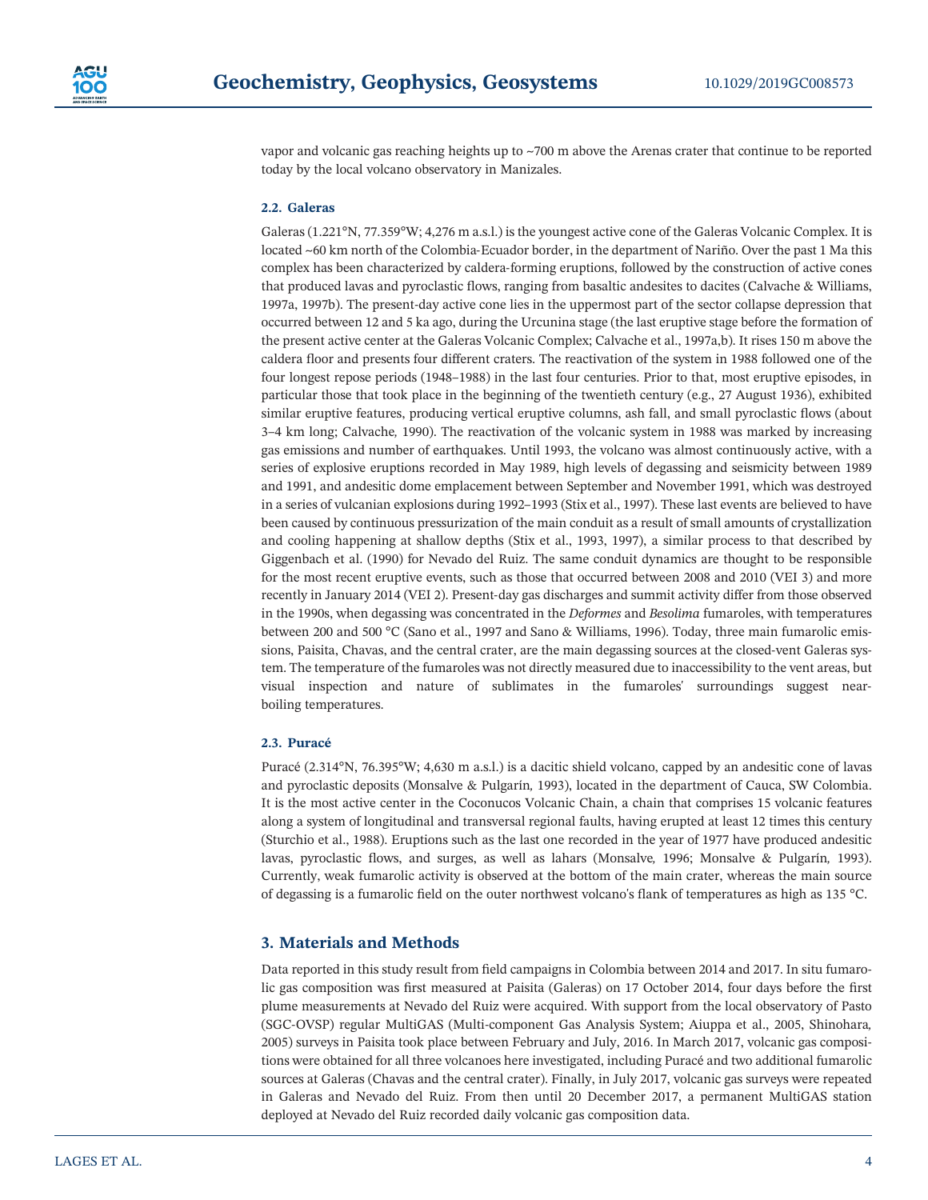vapor and volcanic gas reaching heights up to ~700 m above the Arenas crater that continue to be reported today by the local volcano observatory in Manizales.

### 2.2. Galeras

Galeras (1.221°N, 77.359°W; 4,276 m a.s.l.) is the youngest active cone of the Galeras Volcanic Complex. It is located ~60 km north of the Colombia-Ecuador border, in the department of Nariño. Over the past 1 Ma this complex has been characterized by caldera-forming eruptions, followed by the construction of active cones that produced lavas and pyroclastic flows, ranging from basaltic andesites to dacites (Calvache & Williams, 1997a, 1997b). The present-day active cone lies in the uppermost part of the sector collapse depression that occurred between 12 and 5 ka ago, during the Urcunina stage (the last eruptive stage before the formation of the present active center at the Galeras Volcanic Complex; Calvache et al., 1997a,b). It rises 150 m above the caldera floor and presents four different craters. The reactivation of the system in 1988 followed one of the four longest repose periods (1948–1988) in the last four centuries. Prior to that, most eruptive episodes, in particular those that took place in the beginning of the twentieth century (e.g., 27 August 1936), exhibited similar eruptive features, producing vertical eruptive columns, ash fall, and small pyroclastic flows (about 3–4 km long; Calvache, 1990). The reactivation of the volcanic system in 1988 was marked by increasing gas emissions and number of earthquakes. Until 1993, the volcano was almost continuously active, with a series of explosive eruptions recorded in May 1989, high levels of degassing and seismicity between 1989 and 1991, and andesitic dome emplacement between September and November 1991, which was destroyed in a series of vulcanian explosions during 1992–1993 (Stix et al., 1997). These last events are believed to have been caused by continuous pressurization of the main conduit as a result of small amounts of crystallization and cooling happening at shallow depths (Stix et al., 1993, 1997), a similar process to that described by Giggenbach et al. (1990) for Nevado del Ruiz. The same conduit dynamics are thought to be responsible for the most recent eruptive events, such as those that occurred between 2008 and 2010 (VEI 3) and more recently in January 2014 (VEI 2). Present-day gas discharges and summit activity differ from those observed in the 1990s, when degassing was concentrated in the *Deformes* and *Besolima* fumaroles, with temperatures between 200 and 500 °C (Sano et al., 1997 and Sano & Williams, 1996). Today, three main fumarolic emissions, Paisita, Chavas, and the central crater, are the main degassing sources at the closed-vent Galeras system. The temperature of the fumaroles was not directly measured due to inaccessibility to the vent areas, but visual inspection and nature of sublimates in the fumaroles' surroundings suggest near-boiling temperatures.

### 2.3. Puracé

Puracé (2.314°N, 76.395°W; 4,630 m a.s.l.) is a dacitic shield volcano, capped by an andesitic cone of lavas and pyroclastic deposits (Monsalve & Pulgarín, 1993), located in the department of Cauca, SW Colombia. It is the most active center in the Coconucos Volcanic Chain, a chain that comprises 15 volcanic features along a system of longitudinal and transversal regional faults, having erupted at least 12 times this century (Sturchio et al., 1988). Eruptions such as the last one recorded in the year of 1977 have produced andesitic lavas, pyroclastic flows, and surges, as well as lahars (Monsalve, 1996; Monsalve & Pulgarín, 1993). Currently, weak fumarolic activity is observed at the bottom of the main crater, whereas the main source of degassing is a fumarolic field on the outer northwest volcano's flank of temperatures as high as 135 °C.

## 3. Materials and Methods

Data reported in this study result from field campaigns in Colombia between 2014 and 2017. In situ fumarolic gas composition was first measured at Paisita (Galeras) on 17 October 2014, four days before the first plume measurements at Nevado del Ruiz were acquired. With support from the local observatory of Pasto (SGC-OVSP) regular MultiGAS (Multi-component Gas Analysis System; Aiuppa et al., 2005, Shinohara, 2005) surveys in Paisita took place between February and July, 2016. In March 2017, volcanic gas compositions were obtained for all three volcanoes here investigated, including Puracé and two additional fumarolic sources at Galeras (Chavas and the central crater). Finally, in July 2017, volcanic gas surveys were repeated in Galeras and Nevado del Ruiz. From then until 20 December 2017, a permanent MultiGAS station deployed at Nevado del Ruiz recorded daily volcanic gas composition data.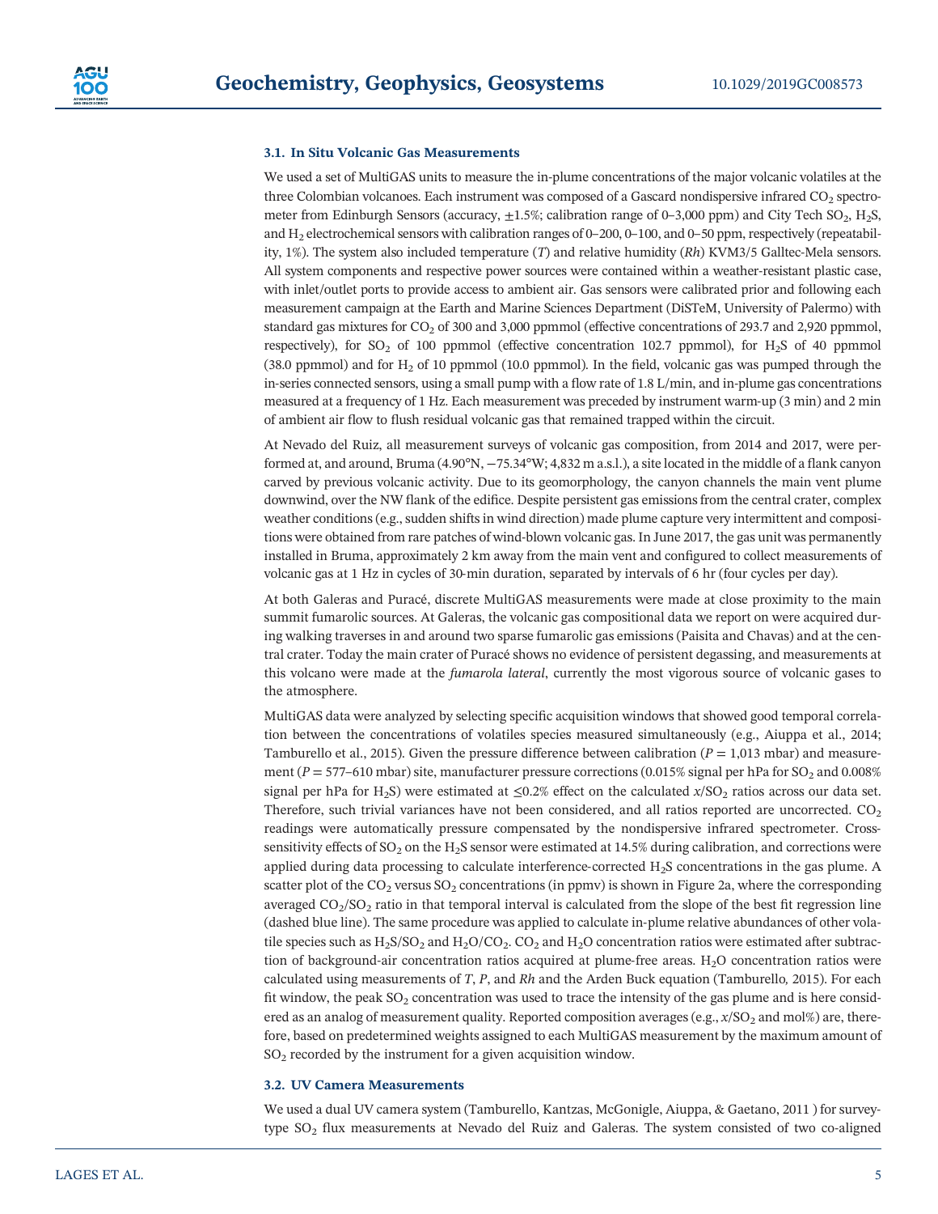### 3.1. In Situ Volcanic Gas Measurements

We used a set of MultiGAS units to measure the in-plume concentrations of the major volcanic volatiles at the three Colombian volcanoes. Each instrument was composed of a Gascard nondispersive infrared $CO_2$ spectrometer from Edinburgh Sensors (accuracy, ±1.5%; calibration range of 0–3,000 ppm) and City Tech $SO_2$, $H_2S$, and $H_2$ electrochemical sensors with calibration ranges of 0–200, 0–100, and 0–50 ppm, respectively (repeatability, 1%). The system also included temperature ($T$) and relative humidity ($Rh$) KVM3/5 Galltec-Mela sensors. All system components and respective power sources were contained within a weather-resistant plastic case, with inlet/outlet ports to provide access to ambient air. Gas sensors were calibrated prior and following each measurement campaign at the Earth and Marine Sciences Department (DiSTeM, University of Palermo) with standard gas mixtures for $CO_2$ of 300 and 3,000 ppmmol (effective concentrations of 293.7 and 2,920 ppmmol, respectively), for $SO_2$ of 100 ppmmol (effective concentration 102.7 ppmmol), for $H_2S$ of 40 ppmmol (38.0 ppmmol) and for $H_2$ of 10 ppmmol (10.0 ppmmol). In the field, volcanic gas was pumped through the in-series connected sensors, using a small pump with a flow rate of 1.8 L/min, and in-plume gas concentrations measured at a frequency of 1 Hz. Each measurement was preceded by instrument warm-up (3 min) and 2 min of ambient air flow to flush residual volcanic gas that remained trapped within the circuit.

At Nevado del Ruiz, all measurement surveys of volcanic gas composition, from 2014 and 2017, were performed at, and around, Bruma (4.90°N, −75.34°W; 4,832 m a.s.l.), a site located in the middle of a flank canyon carved by previous volcanic activity. Due to its geomorphology, the canyon channels the main vent plume downwind, over the NW flank of the edifice. Despite persistent gas emissions from the central crater, complex weather conditions (e.g., sudden shifts in wind direction) made plume capture very intermittent and compositions were obtained from rare patches of wind-blown volcanic gas. In June 2017, the gas unit was permanently installed in Bruma, approximately 2 km away from the main vent and configured to collect measurements of volcanic gas at 1 Hz in cycles of 30-min duration, separated by intervals of 6 hr (four cycles per day).

At both Galeras and Puracé, discrete MultiGAS measurements were made at close proximity to the main summit fumarolic sources. At Galeras, the volcanic gas compositional data we report on were acquired during walking traverses in and around two sparse fumarolic gas emissions (Paisita and Chavas) and at the central crater. Today the main crater of Puracé shows no evidence of persistent degassing, and measurements at this volcano were made at the *fumarola lateral*, currently the most vigorous source of volcanic gases to the atmosphere.

MultiGAS data were analyzed by selecting specific acquisition windows that showed good temporal correlation between the concentrations of volatiles species measured simultaneously (e.g., Aiuppa et al., 2014; Tamburello et al., 2015). Given the pressure difference between calibration ($P$ = 1,013 mbar) and measurement ($P$ = 577–610 mbar) site, manufacturer pressure corrections (0.015% signal per hPa for $SO_2$ and 0.008% signal per hPa for $H_2S$) were estimated at ≤0.2% effect on the calculated $x/SO_2$ ratios across our data set. Therefore, such trivial variances have not been considered, and all ratios reported are uncorrected. $CO_2$ readings were automatically pressure compensated by the nondispersive infrared spectrometer. Cross-sensitivity effects of $SO_2$ on the $H_2S$ sensor were estimated at 14.5% during calibration, and corrections were applied during data processing to calculate interference-corrected $H_2S$ concentrations in the gas plume. A scatter plot of the $CO_2$ versus $SO_2$ concentrations (in ppmv) is shown in Figure 2a, where the corresponding averaged $CO_2/SO_2$ ratio in that temporal interval is calculated from the slope of the best fit regression line (dashed blue line). The same procedure was applied to calculate in-plume relative abundances of other volatile species such as $H_2S/SO_2$ and $H_2O/CO_2$. $CO_2$ and $H_2O$ concentration ratios were estimated after subtraction of background-air concentration ratios acquired at plume-free areas. $H_2O$ concentration ratios were calculated using measurements of $T$, $P$, and $Rh$ and the Arden Buck equation (Tamburello, 2015). For each fit window, the peak $SO_2$ concentration was used to trace the intensity of the gas plume and is here considered as an analog of measurement quality. Reported composition averages (e.g., $x/SO_2$ and mol%) are, therefore, based on predetermined weights assigned to each MultiGAS measurement by the maximum amount of $SO_2$ recorded by the instrument for a given acquisition window.

### 3.2. UV Camera Measurements

We used a dual UV camera system (Tamburello, Kantzas, McGonigle, Aiuppa, & Gaetano, 2011 ) for survey-type $SO_2$ flux measurements at Nevado del Ruiz and Galeras. The system consisted of two co-aligned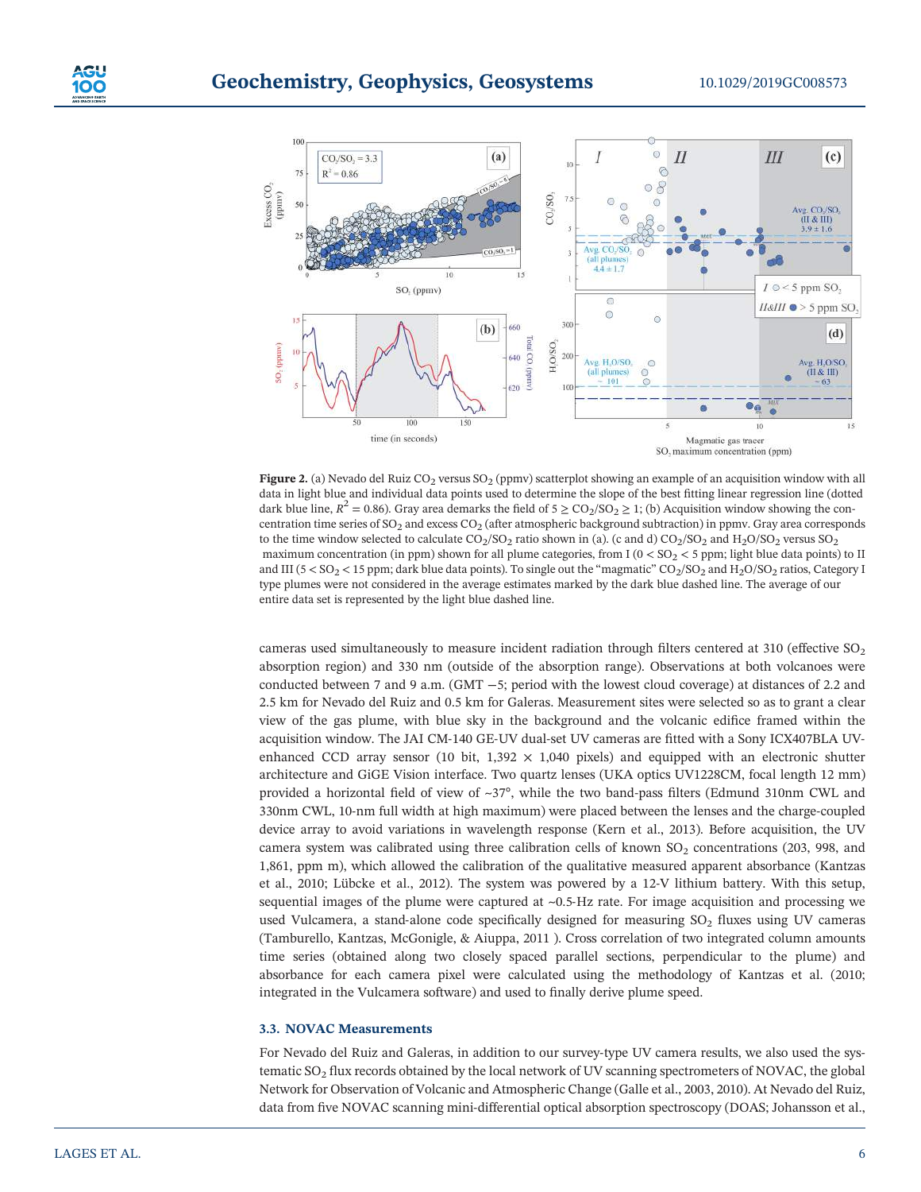**Figure 2.** (a) Nevado del Ruiz $CO_2$ versus $SO_2$ (ppmv) scatterplot showing an example of an acquisition window with all data in light blue and individual data points used to determine the slope of the best fitting linear regression line (dotted dark blue line, $R^2 = 0.86$). Gray area demarks the field of $5 \geq CO_2/SO_2 \geq 1$; (b) Acquisition window showing the concentration time series of $SO_2$ and excess $CO_2$ (after atmospheric background subtraction) in ppmv. Gray area corresponds to the time window selected to calculate $CO_2/SO_2$ ratio shown in (a). (c and d) $CO_2/SO_2$ and $H_2O/SO_2$ versus $SO_2$ maximum concentration (in ppm) shown for all plume categories, from I ($0 < SO_2 < 5$ ppm; light blue data points) to II and III ($5 < SO_2 < 15$ ppm; dark blue data points). To single out the "magmatic" $CO_2/SO_2$ and $H_2O/SO_2$ ratios, Category I type plumes were not considered in the average estimates marked by the dark blue dashed line. The average of our entire data set is represented by the light blue dashed line.

cameras used simultaneously to measure incident radiation through filters centered at 310 (effective $SO_2$ absorption region) and 330 nm (outside of the absorption range). Observations at both volcanoes were conducted between 7 and 9 a.m. (GMT −5; period with the lowest cloud coverage) at distances of 2.2 and 2.5 km for Nevado del Ruiz and 0.5 km for Galeras. Measurement sites were selected so as to grant a clear view of the gas plume, with blue sky in the background and the volcanic edifice framed within the acquisition window. The JAI CM-140 GE-UV dual-set UV cameras are fitted with a Sony ICX407BLA UV-enhanced CCD array sensor (10 bit, 1,392 × 1,040 pixels) and equipped with an electronic shutter architecture and GiGE Vision interface. Two quartz lenses (UKA optics UV1228CM, focal length 12 mm) provided a horizontal field of view of ~37°, while the two band-pass filters (Edmund 310nm CWL and 330nm CWL, 10-nm full width at high maximum) were placed between the lenses and the charge-coupled device array to avoid variations in wavelength response (Kern et al., 2013). Before acquisition, the UV camera system was calibrated using three calibration cells of known $SO_2$ concentrations (203, 998, and 1,861, ppm m), which allowed the calibration of the qualitative measured apparent absorbance (Kantzas et al., 2010; Lübcke et al., 2012). The system was powered by a 12-V lithium battery. With this setup, sequential images of the plume were captured at ~0.5-Hz rate. For image acquisition and processing we used Vulcamera, a stand-alone code specifically designed for measuring $SO_2$ fluxes using UV cameras (Tamburello, Kantzas, McGonigle, & Aiuppa, 2011 ). Cross correlation of two integrated column amounts time series (obtained along two closely spaced parallel sections, perpendicular to the plume) and absorbance for each camera pixel were calculated using the methodology of Kantzas et al. (2010; integrated in the Vulcamera software) and used to finally derive plume speed.

### 3.3. NOVAC Measurements

For Nevado del Ruiz and Galeras, in addition to our survey-type UV camera results, we also used the systematic $SO_2$ flux records obtained by the local network of UV scanning spectrometers of NOVAC, the global Network for Observation of Volcanic and Atmospheric Change (Galle et al., 2003, 2010). At Nevado del Ruiz, data from five NOVAC scanning mini-differential optical absorption spectroscopy (DOAS; Johansson et al.,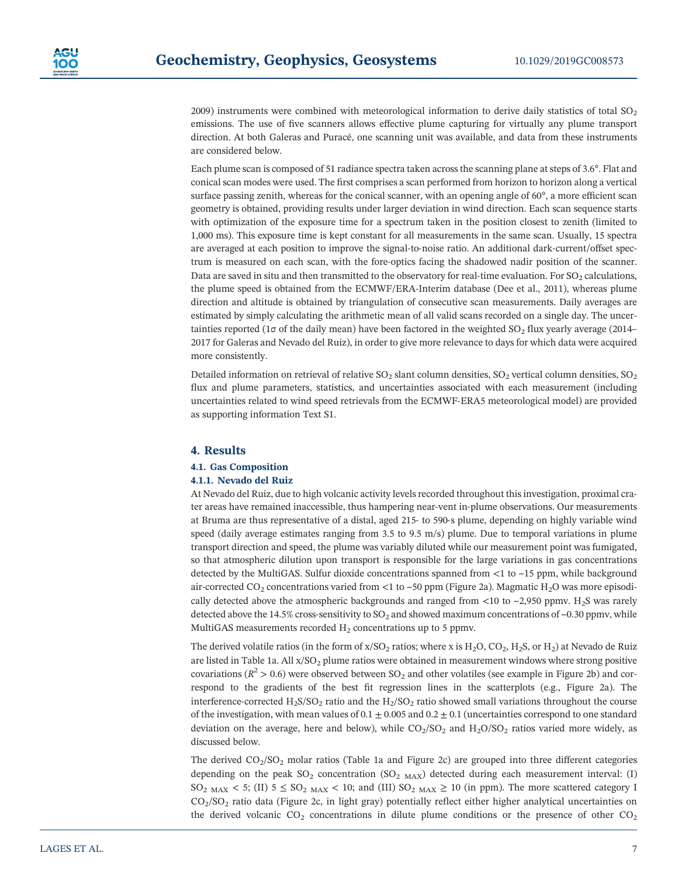2009) instruments were combined with meteorological information to derive daily statistics of total $SO_2$ emissions. The use of five scanners allows effective plume capturing for virtually any plume transport direction. At both Galeras and Puracé, one scanning unit was available, and data from these instruments are considered below.

Each plume scan is composed of 51 radiance spectra taken across the scanning plane at steps of 3.6°. Flat and conical scan modes were used. The first comprises a scan performed from horizon to horizon along a vertical surface passing zenith, whereas for the conical scanner, with an opening angle of 60°, a more efficient scan geometry is obtained, providing results under larger deviation in wind direction. Each scan sequence starts with optimization of the exposure time for a spectrum taken in the position closest to zenith (limited to 1,000 ms). This exposure time is kept constant for all measurements in the same scan. Usually, 15 spectra are averaged at each position to improve the signal-to-noise ratio. An additional dark-current/offset spectrum is measured on each scan, with the fore-optics facing the shadowed nadir position of the scanner. Data are saved in situ and then transmitted to the observatory for real-time evaluation. For $SO_2$ calculations, the plume speed is obtained from the ECMWF/ERA-Interim database (Dee et al., 2011), whereas plume direction and altitude is obtained by triangulation of consecutive scan measurements. Daily averages are estimated by simply calculating the arithmetic mean of all valid scans recorded on a single day. The uncertainties reported (1$\sigma$ of the daily mean) have been factored in the weighted $SO_2$ flux yearly average (2014–2017 for Galeras and Nevado del Ruiz), in order to give more relevance to days for which data were acquired more consistently.

Detailed information on retrieval of relative $SO_2$ slant column densities, $SO_2$ vertical column densities, $SO_2$ flux and plume parameters, statistics, and uncertainties associated with each measurement (including uncertainties related to wind speed retrievals from the ECMWF-ERA5 meteorological model) are provided as supporting information Text S1.

## 4. Results

### 4.1. Gas Composition

#### 4.1.1. Nevado del Ruiz

At Nevado del Ruiz, due to high volcanic activity levels recorded throughout this investigation, proximal crater areas have remained inaccessible, thus hampering near-vent in-plume observations. Our measurements at Bruma are thus representative of a distal, aged 215- to 590-s plume, depending on highly variable wind speed (daily average estimates ranging from 3.5 to 9.5 m/s) plume. Due to temporal variations in plume transport direction and speed, the plume was variably diluted while our measurement point was fumigated, so that atmospheric dilution upon transport is responsible for the large variations in gas concentrations detected by the MultiGAS. Sulfur dioxide concentrations spanned from <1 to ~15 ppm, while background air-corrected $CO_2$ concentrations varied from <1 to ~50 ppm (Figure 2a). Magmatic $H_2O$ was more episodically detected above the atmospheric backgrounds and ranged from <10 to ~2,950 ppmv. $H_2S$ was rarely detected above the 14.5% cross-sensitivity to $SO_2$ and showed maximum concentrations of ~0.30 ppmv, while MultiGAS measurements recorded $H_2$ concentrations up to 5 ppmv.

The derived volatile ratios (in the form of x/$SO_2$ ratios; where x is $H_2O$, $CO_2$, $H_2S$, or $H_2$) at Nevado de Ruiz are listed in Table 1a. All x/$SO_2$ plume ratios were obtained in measurement windows where strong positive covariations ($R^2 > 0.6$) were observed between $SO_2$ and other volatiles (see example in Figure 2b) and correspond to the gradients of the best fit regression lines in the scatterplots (e.g., Figure 2a). The interference-corrected $H_2S/SO_2$ ratio and the $H_2/SO_2$ ratio showed small variations throughout the course of the investigation, with mean values of $0.1 \pm 0.005$ and $0.2 \pm 0.1$ (uncertainties correspond to one standard deviation on the average, here and below), while $CO_2/SO_2$ and $H_2O/SO_2$ ratios varied more widely, as discussed below.

The derived $CO_2/SO_2$ molar ratios (Table 1a and Figure 2c) are grouped into three different categories depending on the peak $SO_2$ concentration ($SO_{2\ MAX}$) detected during each measurement interval: (I) $SO_{2\ MAX} < 5$; (II) $5 \leq SO_{2\ MAX} < 10$; and (III) $SO_{2\ MAX} \geq 10$ (in ppm). The more scattered category I $CO_2/SO_2$ ratio data (Figure 2c, in light gray) potentially reflect either higher analytical uncertainties on the derived volcanic $CO_2$ concentrations in dilute plume conditions or the presence of other $CO_2$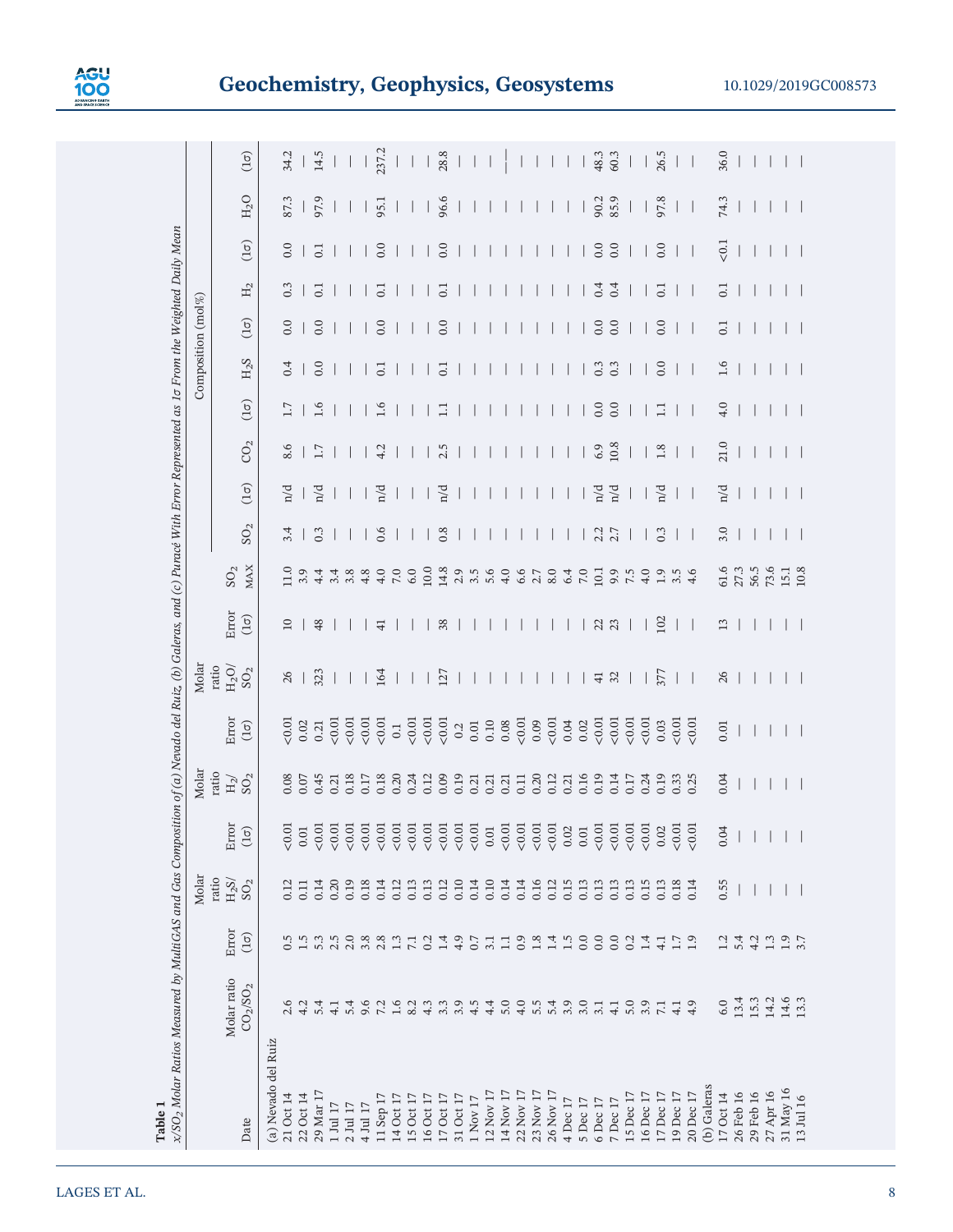**Table 1**

*x/SO₂ Molar Ratios Measured by MultiGAS and Gas Composition of (a) Nevado del Ruiz, (b) Galeras, and (c) Puracé With Error Represented as 1σ From the Weighted Daily Mean*

| Date | Molar ratio $CO_2/SO_2$ | Error (1σ) | Molar ratio $H_2S/SO_2$ | Error (1σ) | Molar ratio $H_2/SO_2$ | Error (1σ) | Molar ratio $H_2O/SO_2$ | Error (1σ) | $SO_2$ MAX | Composition (mol%) | | | | | | | | | |
|---|---|---|---|---|---|---|---|---|---|---|---|---|---|---|---|---|---|---|---|
| | | | | | | | | | | $SO_2$ | (1σ) | $CO_2$ | (1σ) | $H_2S$ | (1σ) | $H_2$ | (1σ) | $H_2O$ | (1σ) |
| (a) Nevado del Ruiz | | | | | | | | | | | | | | | | | | | |
| 21 Oct 14 | 2.6 | 0.5 | 0.12 | <0.01 | 0.08 | <0.01 | 26 | 10 | 11.0 | 3.4 | n/d | 8.6 | 1.7 | 0.4 | 0.0 | 0.3 | 0.0 | 87.3 | 34.2 |
| 22 Oct 14 | 4.2 | 1.5 | 0.11 | 0.01 | 0.07 | 0.02 | — | — | 3.9 | — | — | — | — | — | — | — | — | — | — |
| 29 Mar 17 | 5.4 | 5.3 | 0.14 | <0.01 | 0.45 | 0.21 | 323 | 48 | 4.4 | 0.3 | n/d | 1.7 | 1.6 | 0.0 | 0.0 | 0.1 | 0.1 | 97.9 | 14.5 |
| 1 Jul 17 | 4.1 | 2.5 | 0.20 | <0.01 | 0.21 | <0.01 | — | — | 3.4 | — | — | — | — | — | — | — | — | — | — |
| 2 Jul 17 | 5.4 | 2.0 | 0.19 | <0.01 | 0.18 | <0.01 | — | — | 3.8 | — | — | — | — | — | — | — | — | — | — |
| 4 Jul 17 | 9.6 | 3.8 | 0.18 | <0.01 | 0.17 | <0.01 | — | — | 4.8 | — | — | — | — | — | — | — | — | — | — |
| 11 Sep 17 | 7.2 | 2.8 | 0.14 | <0.01 | 0.18 | <0.01 | 164 | 41 | 4.0 | 0.6 | n/d | 4.2 | 1.6 | 0.1 | 0.0 | 0.1 | 0.0 | 95.1 | 237.2 |
| 14 Oct 17 | 1.6 | 1.3 | 0.12 | <0.01 | 0.20 | 0.1 | — | — | 7.0 | — | — | — | — | — | — | — | — | — | — |
| 15 Oct 17 | 8.2 | 7.1 | 0.13 | <0.01 | 0.24 | <0.01 | — | — | 6.0 | — | — | — | — | — | — | — | — | — | — |
| 16 Oct 17 | 4.3 | 0.2 | 0.13 | <0.01 | 0.12 | <0.01 | — | — | 10.0 | — | — | — | — | — | — | — | — | — | — |
| 17 Oct 17 | 3.3 | 1.4 | 0.12 | <0.01 | 0.09 | <0.01 | 127 | 38 | 14.8 | 0.8 | n/d | 2.5 | 1.1 | 0.1 | 0.0 | 0.1 | 0.0 | 96.6 | 28.8 |
| 31 Oct 17 | 3.9 | 4.9 | 0.10 | <0.01 | 0.19 | 0.2 | — | — | 2.9 | — | — | — | — | — | — | — | — | — | — |
| 1 Nov 17 | 4.5 | 0.7 | 0.14 | <0.01 | 0.21 | 0.01 | — | — | 3.5 | — | — | — | — | — | — | — | — | — | — |
| 12 Nov 17 | 4.4 | 3.1 | 0.10 | 0.01 | 0.21 | 0.10 | — | — | 5.6 | — | — | — | — | — | — | — | — | — | — |
| 14 Nov 17 | 5.0 | 1.1 | 0.14 | <0.01 | 0.21 | 0.08 | — | — | 4.0 | — | — | — | — | — | — | — | — | — | — |
| 22 Nov 17 | 4.0 | 0.9 | 0.14 | <0.01 | 0.11 | <0.01 | — | — | 6.6 | — | — | — | — | — | — | — | — | — | — |
| 23 Nov 17 | 5.5 | 1.8 | 0.16 | <0.01 | 0.20 | 0.09 | — | — | 2.7 | — | — | — | — | — | — | — | — | — | — |
| 26 Nov 17 | 5.4 | 1.4 | 0.12 | <0.01 | 0.12 | <0.01 | — | — | 8.0 | — | — | — | — | — | — | — | — | — | — |
| 4 Dec 17 | 3.9 | 1.5 | 0.15 | 0.02 | 0.21 | 0.04 | — | — | 6.4 | — | — | — | — | — | — | — | — | — | — |
| 5 Dec 17 | 3.0 | 0.0 | 0.13 | 0.01 | 0.16 | 0.02 | — | — | 7.0 | — | — | — | — | — | — | — | — | — | — |
| 6 Dec 17 | 3.1 | 0.0 | 0.13 | <0.01 | 0.19 | <0.01 | 41 | 22 | 10.1 | 2.2 | n/d | 6.9 | 0.0 | 0.3 | 0.0 | 0.4 | 0.0 | 90.2 | 48.3 |
| 7 Dec 17 | 4.1 | 0.0 | 0.13 | <0.01 | 0.14 | <0.01 | 32 | 23 | 9.9 | 2.7 | n/d | 10.8 | 0.0 | 0.3 | 0.0 | 0.4 | 0.0 | 85.9 | 60.3 |
| 15 Dec 17 | 5.0 | 0.2 | 0.13 | <0.01 | 0.17 | <0.01 | — | — | 7.5 | — | — | — | — | — | — | — | — | — | — |
| 16 Dec 17 | 3.9 | 1.4 | 0.15 | <0.01 | 0.24 | <0.01 | — | — | 4.0 | — | — | — | — | — | — | — | — | — | — |
| 17 Dec 17 | 7.1 | 4.1 | 0.13 | 0.02 | 0.19 | 0.03 | 377 | 102 | 1.9 | 0.3 | n/d | 1.8 | 1.1 | 0.0 | 0.0 | 0.1 | 0.0 | 97.8 | 26.5 |
| 19 Dec 17 | 4.1 | 1.7 | 0.18 | <0.01 | 0.33 | <0.01 | — | — | 3.5 | — | — | — | — | — | — | — | — | — | — |
| 20 Dec 17 | 4.9 | 1.9 | 0.14 | <0.01 | 0.25 | <0.01 | — | — | 4.6 | — | — | — | — | — | — | — | — | — | — |
| (b) Galeras | | | | | | | | | | | | | | | | | | | |
| 17 Oct 14 | 6.0 | 1.2 | 0.55 | 0.04 | 0.04 | 0.01 | 26 | 13 | 61.6 | 3.0 | n/d | 21.0 | 4.0 | 1.6 | 0.1 | 0.1 | <0.1 | 74.3 | 36.0 |
| 26 Feb 16 | 13.4 | 5.4 | — | — | — | — | — | — | 27.3 | — | — | — | — | — | — | — | — | — | — |
| 29 Feb 16 | 15.3 | 4.2 | — | — | — | — | — | — | 56.5 | — | — | — | — | — | — | — | — | — | — |
| 27 Apr 16 | 14.2 | 1.3 | — | — | — | — | — | — | 73.6 | — | — | — | — | — | — | — | — | — | — |
| 31 May 16 | 14.6 | 1.9 | — | — | — | — | — | — | 15.1 | — | — | — | — | — | — | — | — | — | — |
| 13 Jul 16 | 13.3 | 3.7 | — | — | — | — | — | — | 10.8 | — | — | — | — | — | — | — | — | — | — |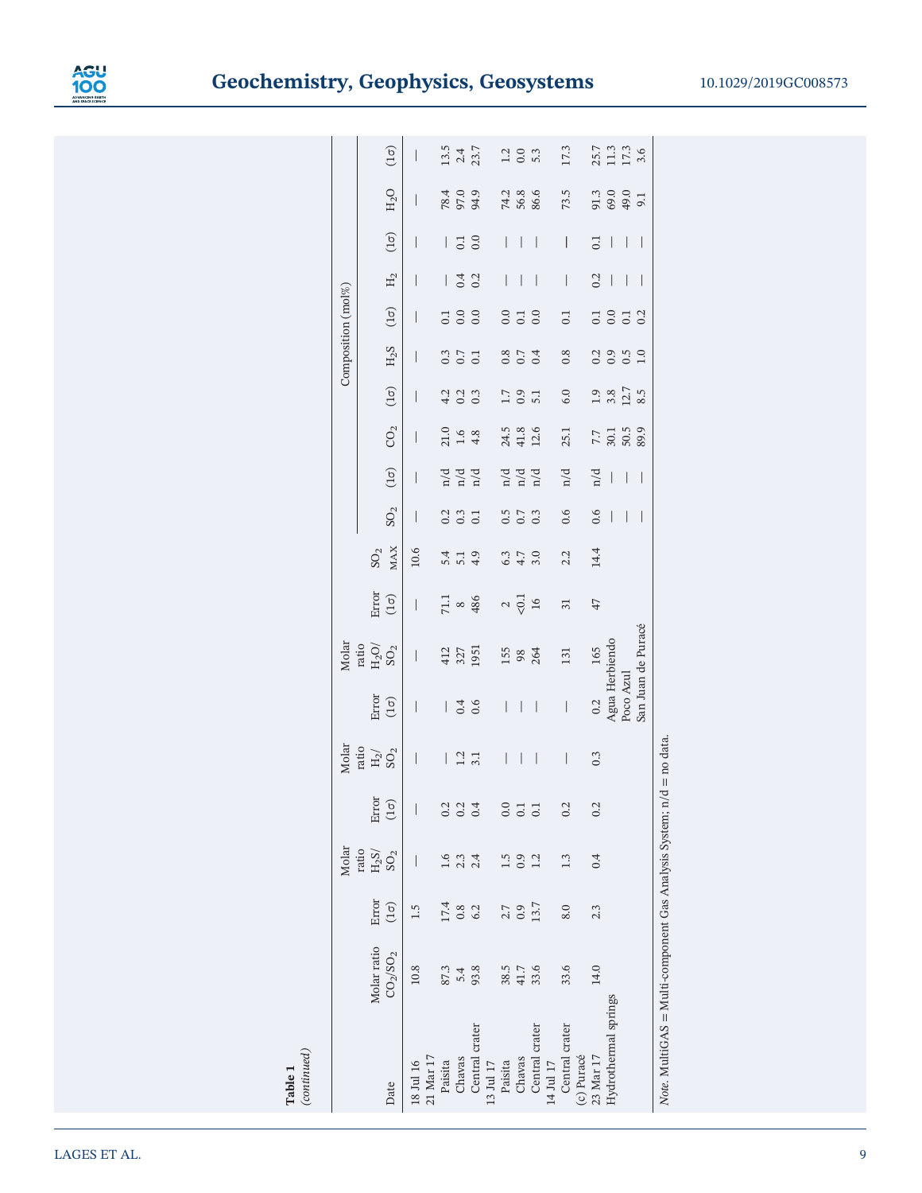**Table 1**
*(continued)*

| Date | Molar ratio $CO_2/SO_2$ | Error (1σ) | Molar ratio $H_2S/SO_2$ | Error (1σ) | Molar ratio $H_2/SO_2$ | Error (1σ) | Molar ratio $H_2O/SO_2$ | Error (1σ) | $SO_2$ MAX | Composition (mol%) | | | | | | | | | | |
|---|---|---|---|---|---|---|---|---|---|---|---|---|---|---|---|---|---|---|---|---|
| | | | | | | | | | | $SO_2$ | (1σ) | $CO_2$ | (1σ) | $H_2S$ | (1σ) | $H_2$ | (1σ) | $H_2O$ | (1σ) |
| 18 Jul 16 | 10.8 | 1.5 | — | — | — | — | — | — | 10.6 | — | — | — | — | — | — | — | — | — | — |
| 21 Mar 17 | | | | | | | | | | | | | | | | | | | |
| Paisita | 87.3 | 17.4 | 1.6 | 0.2 | — | — | 412 | 71.1 | 5.4 | 0.2 | n/d | 21.0 | 4.2 | 0.3 | 0.1 | — | — | 78.4 | 13.5 |
| Chavas | 5.4 | 0.8 | 2.3 | 0.2 | 1.2 | 0.4 | 327 | 8 | 5.1 | 0.3 | n/d | 1.6 | 0.2 | 0.7 | 0.0 | 0.4 | 0.1 | 97.0 | 2.4 |
| Central crater | 93.8 | 6.2 | 2.4 | 0.4 | 3.1 | 0.6 | 1951 | 486 | 4.9 | 0.1 | n/d | 4.8 | 0.3 | 0.1 | 0.0 | 0.2 | 0.0 | 94.9 | 23.7 |
| 13 Jul 17 | | | | | | | | | | | | | | | | | | | |
| Paisita | 38.5 | 2.7 | 1.5 | 0.0 | — | — | 155 | 2 | 6.3 | 0.5 | n/d | 24.5 | 1.7 | 0.8 | 0.0 | — | — | 74.2 | 1.2 |
| Chavas | 41.7 | 0.9 | 0.9 | 0.1 | — | — | 98 | <0.1 | 4.7 | 0.7 | n/d | 41.8 | 0.9 | 0.7 | 0.1 | — | — | 56.8 | 0.0 |
| Central crater | 33.6 | 13.7 | 1.2 | 0.1 | — | — | 264 | 16 | 3.0 | 0.3 | n/d | 12.6 | 5.1 | 0.4 | 0.0 | — | — | 86.6 | 5.3 |
| 14 Jul 17 | | | | | | | | | | | | | | | | | | | |
| Central crater | 33.6 | 8.0 | 1.3 | 0.2 | — | — | 131 | 31 | 2.2 | 0.6 | n/d | 25.1 | 6.0 | 0.8 | 0.1 | — | — | 73.5 | 17.3 |
| (c) Puracé | | | | | | | | | | | | | | | | | | | |
| 23 Mar 17 | 14.0 | 2.3 | 0.4 | 0.2 | 0.3 | 0.2 | 165 | 47 | 14.4 | 0.6 | n/d | 7.7 | 1.9 | 0.2 | 0.1 | 0.2 | 0.1 | 91.3 | 25.7 |
| Hydrothermal springs | | | | | | | Agua Herbiendo | | | — | — | 30.1 | 3.8 | 0.9 | 0.0 | — | — | 69.0 | 11.3 |
| | | | | | | | Poco Azul | | | — | — | 50.5 | 12.7 | 0.5 | 0.1 | — | — | 49.0 | 17.3 |
| | | | | | | | San Juan de Puracé | | | — | — | 89.9 | 8.5 | 1.0 | 0.2 | — | — | 9.1 | 3.6 |

*Note.* MultiGAS = Multi-component Gas Analysis System; n/d = no data.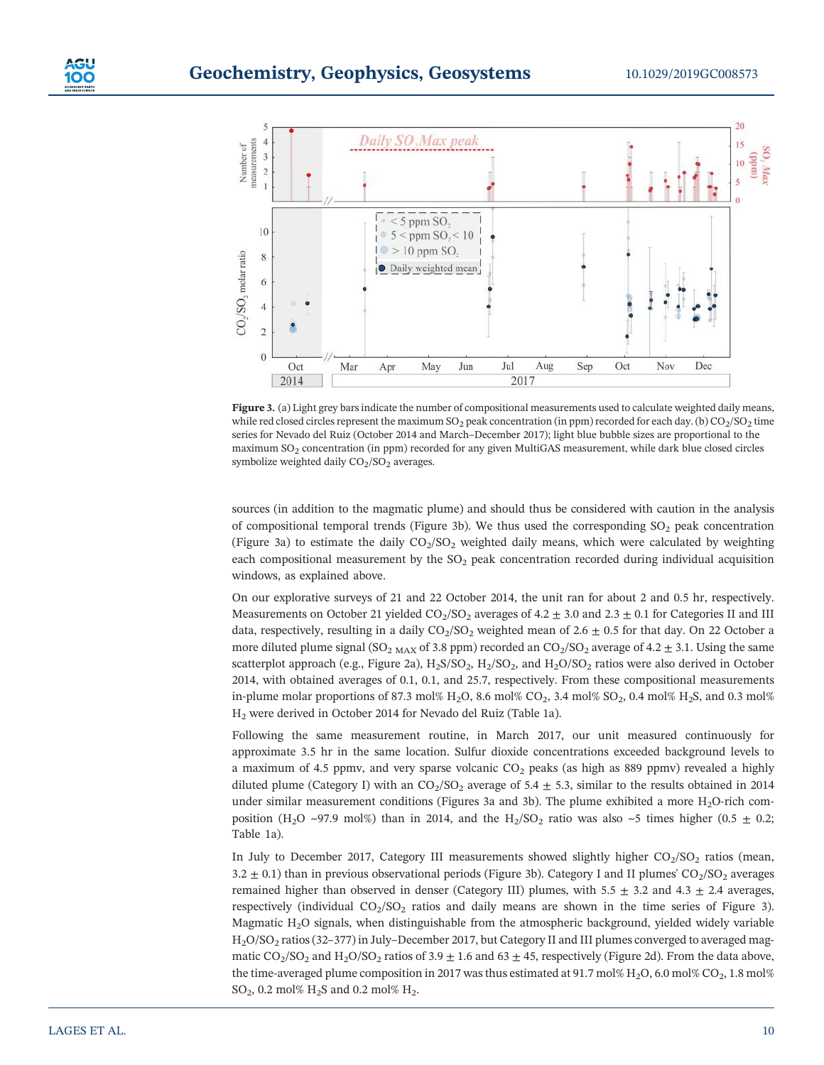**Figure 3.** (a) Light grey bars indicate the number of compositional measurements used to calculate weighted daily means, while red closed circles represent the maximum $SO_2$ peak concentration (in ppm) recorded for each day. (b) $CO_2/SO_2$ time series for Nevado del Ruiz (October 2014 and March–December 2017); light blue bubble sizes are proportional to the maximum $SO_2$ concentration (in ppm) recorded for any given MultiGAS measurement, while dark blue closed circles symbolize weighted daily $CO_2/SO_2$ averages.

sources (in addition to the magmatic plume) and should thus be considered with caution in the analysis of compositional temporal trends (Figure 3b). We thus used the corresponding $SO_2$ peak concentration (Figure 3a) to estimate the daily $CO_2/SO_2$ weighted daily means, which were calculated by weighting each compositional measurement by the $SO_2$ peak concentration recorded during individual acquisition windows, as explained above.

On our explorative surveys of 21 and 22 October 2014, the unit ran for about 2 and 0.5 hr, respectively. Measurements on October 21 yielded $CO_2/SO_2$ averages of 4.2 ± 3.0 and 2.3 ± 0.1 for Categories II and III data, respectively, resulting in a daily $CO_2/SO_2$ weighted mean of 2.6 ± 0.5 for that day. On 22 October a more diluted plume signal ($SO_{2\ MAX}$ of 3.8 ppm) recorded an $CO_2/SO_2$ average of 4.2 ± 3.1. Using the same scatterplot approach (e.g., Figure 2a), $H_2S/SO_2$, $H_2/SO_2$, and $H_2O/SO_2$ ratios were also derived in October 2014, with obtained averages of 0.1, 0.1, and 25.7, respectively. From these compositional measurements in-plume molar proportions of 87.3 mol% $H_2O$, 8.6 mol% $CO_2$, 3.4 mol% $SO_2$, 0.4 mol% $H_2S$, and 0.3 mol% $H_2$ were derived in October 2014 for Nevado del Ruiz (Table 1a).

Following the same measurement routine, in March 2017, our unit measured continuously for approximate 3.5 hr in the same location. Sulfur dioxide concentrations exceeded background levels to a maximum of 4.5 ppmv, and very sparse volcanic $CO_2$ peaks (as high as 889 ppmv) revealed a highly diluted plume (Category I) with an $CO_2/SO_2$ average of 5.4 ± 5.3, similar to the results obtained in 2014 under similar measurement conditions (Figures 3a and 3b). The plume exhibited a more $H_2O$-rich composition ($H_2O$ ~97.9 mol%) than in 2014, and the $H_2/SO_2$ ratio was also ~5 times higher (0.5 ± 0.2; Table 1a).

In July to December 2017, Category III measurements showed slightly higher $CO_2/SO_2$ ratios (mean, 3.2 ± 0.1) than in previous observational periods (Figure 3b). Category I and II plumes' $CO_2/SO_2$ averages remained higher than observed in denser (Category III) plumes, with 5.5 ± 3.2 and 4.3 ± 2.4 averages, respectively (individual $CO_2/SO_2$ ratios and daily means are shown in the time series of Figure 3). Magmatic $H_2O$ signals, when distinguishable from the atmospheric background, yielded widely variable $H_2O/SO_2$ ratios (32–377) in July–December 2017, but Category II and III plumes converged to averaged magmatic $CO_2/SO_2$ and $H_2O/SO_2$ ratios of 3.9 ± 1.6 and 63 ± 45, respectively (Figure 2d). From the data above, the time-averaged plume composition in 2017 was thus estimated at 91.7 mol% $H_2O$, 6.0 mol% $CO_2$, 1.8 mol% $SO_2$, 0.2 mol% $H_2S$ and 0.2 mol% $H_2$.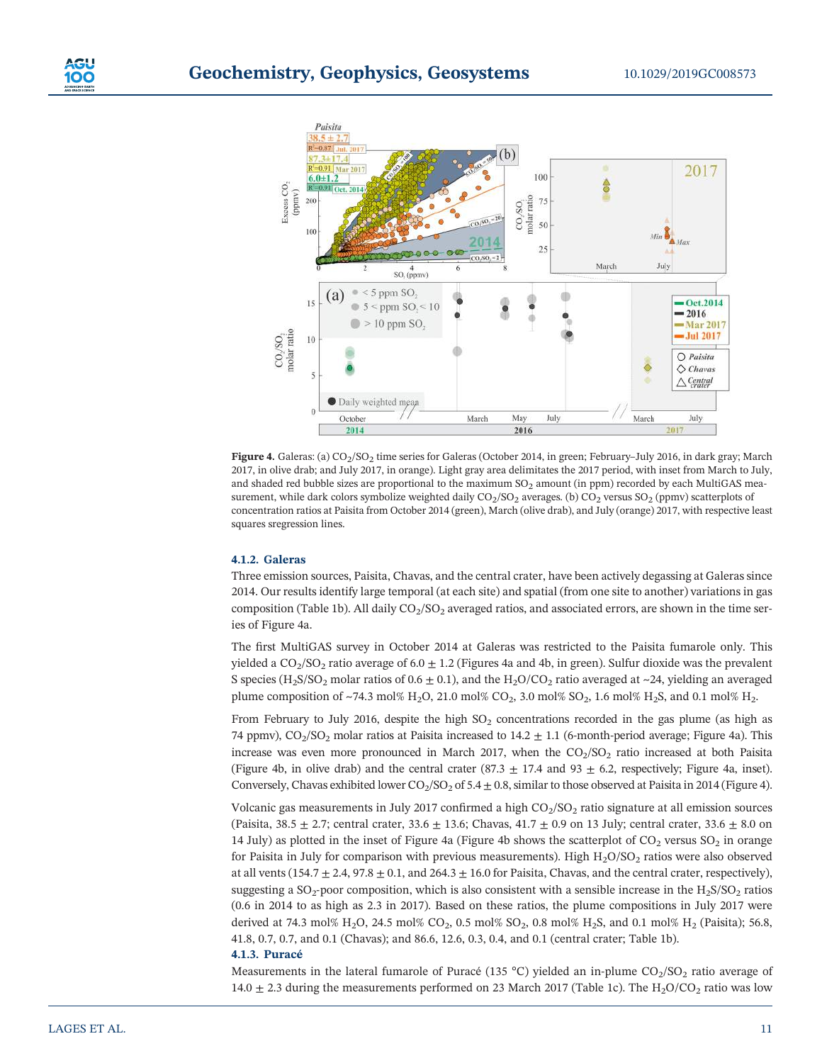**Figure 4.** Galeras: (a) $CO_2/SO_2$ time series for Galeras (October 2014, in green; February–July 2016, in dark gray; March 2017, in olive drab; and July 2017, in orange). Light gray area delimitates the 2017 period, with inset from March to July, and shaded red bubble sizes are proportional to the maximum $SO_2$ amount (in ppm) recorded by each MultiGAS measurement, while dark colors symbolize weighted daily $CO_2/SO_2$ averages. (b) $CO_2$ versus $SO_2$ (ppmv) scatterplots of concentration ratios at Paisita from October 2014 (green), March (olive drab), and July (orange) 2017, with respective least squares sregression lines.

#### 4.1.2. Galeras

Three emission sources, Paisita, Chavas, and the central crater, have been actively degassing at Galeras since 2014. Our results identify large temporal (at each site) and spatial (from one site to another) variations in gas composition (Table 1b). All daily $CO_2/SO_2$ averaged ratios, and associated errors, are shown in the time series of Figure 4a.

The first MultiGAS survey in October 2014 at Galeras was restricted to the Paisita fumarole only. This yielded a $CO_2/SO_2$ ratio average of 6.0 ± 1.2 (Figures 4a and 4b, in green). Sulfur dioxide was the prevalent S species ($H_2S/SO_2$ molar ratios of 0.6 ± 0.1), and the $H_2O/CO_2$ ratio averaged at ~24, yielding an averaged plume composition of ~74.3 mol% $H_2O$, 21.0 mol% $CO_2$, 3.0 mol% $SO_2$, 1.6 mol% $H_2S$, and 0.1 mol% $H_2$.

From February to July 2016, despite the high $SO_2$ concentrations recorded in the gas plume (as high as 74 ppmv), $CO_2/SO_2$ molar ratios at Paisita increased to 14.2 ± 1.1 (6-month-period average; Figure 4a). This increase was even more pronounced in March 2017, when the $CO_2/SO_2$ ratio increased at both Paisita (Figure 4b, in olive drab) and the central crater (87.3 ± 17.4 and 93 ± 6.2, respectively; Figure 4a, inset). Conversely, Chavas exhibited lower $CO_2/SO_2$ of 5.4 ± 0.8, similar to those observed at Paisita in 2014 (Figure 4).

Volcanic gas measurements in July 2017 confirmed a high $CO_2/SO_2$ ratio signature at all emission sources (Paisita, 38.5 ± 2.7; central crater, 33.6 ± 13.6; Chavas, 41.7 ± 0.9 on 13 July; central crater, 33.6 ± 8.0 on 14 July) as plotted in the inset of Figure 4a (Figure 4b shows the scatterplot of $CO_2$ versus $SO_2$ in orange for Paisita in July for comparison with previous measurements). High $H_2O/SO_2$ ratios were also observed at all vents (154.7 ± 2.4, 97.8 ± 0.1, and 264.3 ± 16.0 for Paisita, Chavas, and the central crater, respectively), suggesting a $SO_2$-poor composition, which is also consistent with a sensible increase in the $H_2S/SO_2$ ratios (0.6 in 2014 to as high as 2.3 in 2017). Based on these ratios, the plume compositions in July 2017 were derived at 74.3 mol% $H_2O$, 24.5 mol% $CO_2$, 0.5 mol% $SO_2$, 0.8 mol% $H_2S$, and 0.1 mol% $H_2$ (Paisita); 56.8, 41.8, 0.7, 0.7, and 0.1 (Chavas); and 86.6, 12.6, 0.3, 0.4, and 0.1 (central crater; Table 1b).

#### 4.1.3. Puracé

Measurements in the lateral fumarole of Puracé (135 °C) yielded an in-plume $CO_2/SO_2$ ratio average of 14.0 ± 2.3 during the measurements performed on 23 March 2017 (Table 1c). The $H_2O/CO_2$ ratio was low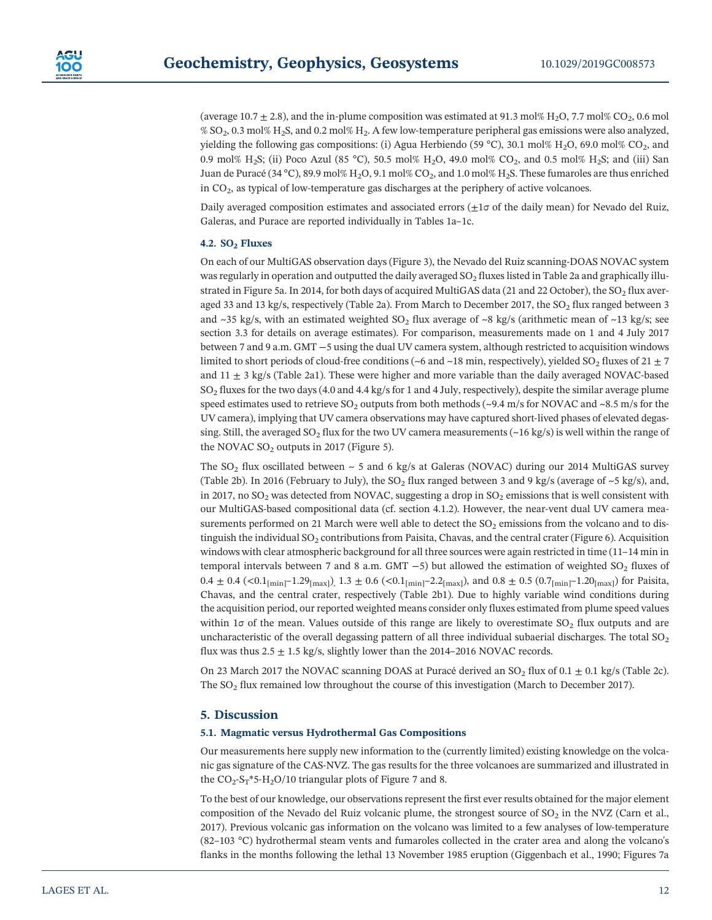(average 10.7 ± 2.8), and the in-plume composition was estimated at 91.3 mol% $H_2O$, 7.7 mol% $CO_2$, 0.6 mol % $SO_2$, 0.3 mol% $H_2S$, and 0.2 mol% $H_2$. A few low-temperature peripheral gas emissions were also analyzed, yielding the following gas compositions: (i) Agua Herbiendo (59 °C), 30.1 mol% $H_2O$, 69.0 mol% $CO_2$, and 0.9 mol% $H_2S$; (ii) Poco Azul (85 °C), 50.5 mol% $H_2O$, 49.0 mol% $CO_2$, and 0.5 mol% $H_2S$; and (iii) San Juan de Puracé (34 °C), 89.9 mol% $H_2O$, 9.1 mol% $CO_2$, and 1.0 mol% $H_2S$. These fumaroles are thus enriched in $CO_2$, as typical of low-temperature gas discharges at the periphery of active volcanoes.

Daily averaged composition estimates and associated errors (±1σ of the daily mean) for Nevado del Ruiz, Galeras, and Purace are reported individually in Tables 1a–1c.

### 4.2. $SO_2$ Fluxes

On each of our MultiGAS observation days (Figure 3), the Nevado del Ruiz scanning-DOAS NOVAC system was regularly in operation and outputted the daily averaged $SO_2$ fluxes listed in Table 2a and graphically illustrated in Figure 5a. In 2014, for both days of acquired MultiGAS data (21 and 22 October), the $SO_2$ flux averaged 33 and 13 kg/s, respectively (Table 2a). From March to December 2017, the $SO_2$ flux ranged between 3 and ~35 kg/s, with an estimated weighted $SO_2$ flux average of ~8 kg/s (arithmetic mean of ~13 kg/s; see section 3.3 for details on average estimates). For comparison, measurements made on 1 and 4 July 2017 between 7 and 9 a.m. GMT −5 using the dual UV camera system, although restricted to acquisition windows limited to short periods of cloud-free conditions (~6 and ~18 min, respectively), yielded $SO_2$ fluxes of 21 ± 7 and 11 ± 3 kg/s (Table 2a1). These were higher and more variable than the daily averaged NOVAC-based $SO_2$ fluxes for the two days (4.0 and 4.4 kg/s for 1 and 4 July, respectively), despite the similar average plume speed estimates used to retrieve $SO_2$ outputs from both methods (~9.4 m/s for NOVAC and ~8.5 m/s for the UV camera), implying that UV camera observations may have captured short-lived phases of elevated degassing. Still, the averaged $SO_2$ flux for the two UV camera measurements (~16 kg/s) is well within the range of the NOVAC $SO_2$ outputs in 2017 (Figure 5).

The $SO_2$ flux oscillated between ~ 5 and 6 kg/s at Galeras (NOVAC) during our 2014 MultiGAS survey (Table 2b). In 2016 (February to July), the $SO_2$ flux ranged between 3 and 9 kg/s (average of ~5 kg/s), and, in 2017, no $SO_2$ was detected from NOVAC, suggesting a drop in $SO_2$ emissions that is well consistent with our MultiGAS-based compositional data (cf. section 4.1.2). However, the near-vent dual UV camera measurements performed on 21 March were well able to detect the $SO_2$ emissions from the volcano and to distinguish the individual $SO_2$ contributions from Paisita, Chavas, and the central crater (Figure 6). Acquisition windows with clear atmospheric background for all three sources were again restricted in time (11–14 min in temporal intervals between 7 and 8 a.m. GMT −5) but allowed the estimation of weighted $SO_2$ fluxes of 0.4 ± 0.4 ($<0.1_{[min]}$–$1.29_{[max]}$), 1.3 ± 0.6 ($<0.1_{[min]}$–$2.2_{[max]}$), and 0.8 ± 0.5 ($0.7_{[min]}$–$1.20_{[max]}$) for Paisita, Chavas, and the central crater, respectively (Table 2b1). Due to highly variable wind conditions during the acquisition period, our reported weighted means consider only fluxes estimated from plume speed values within 1σ of the mean. Values outside of this range are likely to overestimate $SO_2$ flux outputs and are uncharacteristic of the overall degassing pattern of all three individual subaerial discharges. The total $SO_2$ flux was thus 2.5 ± 1.5 kg/s, slightly lower than the 2014–2016 NOVAC records.

On 23 March 2017 the NOVAC scanning DOAS at Puracé derived an $SO_2$ flux of 0.1 ± 0.1 kg/s (Table 2c). The $SO_2$ flux remained low throughout the course of this investigation (March to December 2017).

## 5. Discussion

### 5.1. Magmatic versus Hydrothermal Gas Compositions

Our measurements here supply new information to the (currently limited) existing knowledge on the volcanic gas signature of the CAS-NVZ. The gas results for the three volcanoes are summarized and illustrated in the $CO_2$-$S_T$*5-$H_2O$/10 triangular plots of Figure 7 and 8.

To the best of our knowledge, our observations represent the first ever results obtained for the major element composition of the Nevado del Ruiz volcanic plume, the strongest source of $SO_2$ in the NVZ (Carn et al., 2017). Previous volcanic gas information on the volcano was limited to a few analyses of low-temperature (82–103 °C) hydrothermal steam vents and fumaroles collected in the crater area and along the volcano's flanks in the months following the lethal 13 November 1985 eruption (Giggenbach et al., 1990; Figures 7a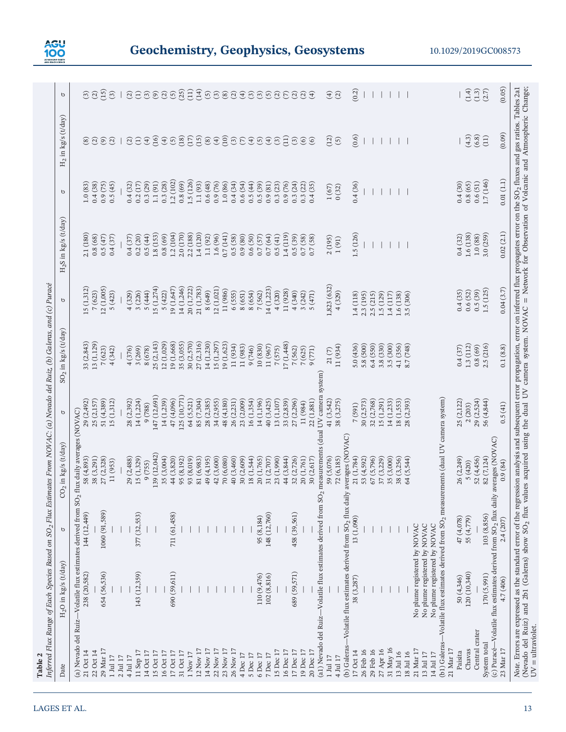**Table 2**
*Inferred Flux Range of Each Species Based on $SO_2$ Flux Estimates From NOVAC: (a) Nevado del Ruiz, (b) Galeras, and (c) Puracé*

| Date | $H_2O$ in kg/s (t/day) | σ | $CO_2$ in kg/s (t/day) | σ | $SO_2$ in kg/s (t/day) | σ | $H_2S$ in kg/s (t/day) | σ | $H_2$ in kg/s (t/day) | σ |
|---|---|---|---|---|---|---|---|---|---|---|
| (a) Nevado del Ruiz—Volatile flux estimates derived from $SO_2$ flux daily averages (NOVAC) | | | | | | | | | | |
| 21 Oct 14 | 238 (20,582) | 144 (12,449) | 58 (4,893) | 29 (2,492) | 33 (2,843) | 15 (1,312) | 2.1 (180) | 1.0 (83) | (8) | (3) |
| 22 Oct 14 | — | — | 38 (3,291) | 25 (2,157) | 13 (1,129) | 7 (623) | 0.8 (68) | 0.4 (38) | (2) | (2) |
| 29 Mar 17 | 654 (56,536) | 1060 (91,589) | 27 (2,328) | 51 (4,389) | 7 (623) | 12 (1,005) | 0.5 (47) | 0.9 (75) | (9) | (15) |
| 1 Jul 17 | — | — | 11 (953) | 15 (1,312) | 4 (342) | 5 (423) | 0.4 (37) | 0.5 (45) | (2) | (3) |
| 2 Jul 17 | — | — | — | — | — | — | — | — | — | — |
| 4 Jul 17 | — | — | 29 (2,488) | 28 (2,392) | 4 (376) | 4 (329) | 0.4 (37) | 0.4 (32) | (2) | (2) |
| 11 Sep 17 | 143 (12,359) | 377 (32,553) | 15 (1,329) | 14 (1,224) | 3 (269) | 3 (226) | 0.2 (20) | 0.2 (17) | (1) | (1) |
| 14 Oct 17 | — | — | 9 (755) | 9 (788) | 8 (678) | 5 (444) | 0.5 (44) | 0.3 (29) | (4) | (3) |
| 15 Oct 17 | — | — | 139 (12,042) | 147 (12,691) | 25 (2,143) | 15 (1,274) | 1.8 (153) | 1.1 (91) | (16) | (9) |
| 16 Oct 17 | — | — | 35 (3,004) | 14 (1,239) | 12 (1,029) | 5 (422) | 0.8 (69) | 0.3 (28) | (4) | (2) |
| 17 Oct 17 | 690 (59,611) | 711 (61,458) | 44 (3,820) | 47 (4,096) | 19 (1,668) | 19 (1,647) | 1.2 (104) | 1.2 (102) | (5) | (5) |
| 31 Oct 17 | — | — | 95 (8,192) | 125 (10,771) | 35 (3,055) | 14 (1,246) | 2.0 (170) | 0.8 (69) | (18) | (25) |
| 1 Nov 17 | — | — | 93 (8,019) | 64 (5,521) | 30 (2,570) | 20 (1,722) | 2.2 (188) | 1.5 (126) | (17) | (11) |
| 12 Nov 17 | — | — | 81 (6,983) | 85 (7,304) | 27 (2,316) | 21 (1,783) | 1.4 (120) | 1.1 (93) | (15) | (14) |
| 14 Nov 17 | — | — | 49 (4,195) | 28 (2,385) | 14 (1,230) | 8 (649) | 1.1 (92) | 0.6 (48) | (8) | (5) |
| 22 Nov 17 | — | — | 42 (3,600) | 34 (2,955) | 15 (1,297) | 12 (1,021) | 1.6 (96) | 0.9 (76) | (4) | (3) |
| 23 Nov 17 | — | — | 70 (6,080) | 48 (4,180) | 19 (1,623) | 11 (986) | 0.7 (141) | 1.0 (86) | (10) | (8) |
| 26 Nov 17 | — | — | 40 (3,460) | 26 (2,231) | 11 (934) | 6 (555) | 0.5 (58) | 0.4 (34) | (3) | (2) |
| 4 Dec 17 | — | — | 30 (2,609) | 23 (2,009) | 11 (983) | 8 (651) | 0.9 (80) | 0.6 (54) | (7) | (4) |
| 5 Dec 17 | — | — | 18 (1,544) | 16 (1,354) | 9 (746) | 8 (654) | 0.6 (50) | 0.5 (44) | (4) | (3) |
| 6 Dec 17 | 110 (9,476) | 95 (8,184) | 20 (1,765) | 14 (1,196) | 10 (830) | 7 (562) | 0.7 (57) | 0.5 (39) | (5) | (3) |
| 7 Dec 17 | 102 (8,816) | 148 (12,760) | 31 (2,707) | 40 (3,425) | 11 (967) | 14 (1,223) | 0.7 (64) | 0.9 (81) | (4) | (5) |
| 15 Dec 17 | — | — | 23 (1,990) | 13 (1,107) | 7 (575) | 4 (320) | 0.5 (41) | 0.3 (23) | (3) | (2) |
| 16 Dec 17 | — | — | 44 (3,844) | 33 (2,839) | 17 (1,448) | 11 (928) | 1.4 (119) | 0.9 (76) | (11) | (7) |
| 17 Dec 17 | 689 (59,571) | 458 (39,561) | 32 (2,726) | 27 (2,296) | 7 (562) | 4 (340) | 0.5 (39) | 0.3 (24) | (3) | (2) |
| 19 Dec 17 | — | — | 20 (1,761) | 11 (984) | 7 (625) | 3 (242) | 0.7 (58) | 0.3 (22) | (6) | (2) |
| 20 Dec 17 | — | — | 30 (2,617) | 22 (1,881) | 9 (771) | 5 (471) | 0.7 (58) | 0.4 (35) | (6) | (4) |
| (a1) Nevado del Ruiz—Volatile flux estimates derived from $SO_2$ measurements (dual UV camera system) | | | | | | | | | | |
| 1 Jul 17 | — | — | 59 (5,076) | 41 (3,542) | 21 (7) | 1,823 (632) | 2 (195) | 1 (67) | (12) | (4) |
| 4 Jul 17 | — | — | 72 (6,185) | 38 (3,275) | 11 (934) | 4 (329) | 1 (91) | 0 (32) | (5) | (2) |
| (b) Galeras—Volatile flux estimates derived from $SO_2$ flux daily averages (NOVAC) | | | | | | | | | | |
| 17 Oct 14 | 38 (3,287) | 13 (1,090) | 21 (1,784) | 7 (591) | 5.0 (436) | 1.4 (118) | 1.5 (126) | 0.4 (36) | (0.6) | (0.2) |
| 26 Feb 16 | — | — | 53 (4,592) | 30 (2,573) | 5.8 (500) | 2.3 (195) | — | — | — | — |
| 29 Feb 16 | — | — | 67 (5,796) | 32 (2,768) | 6.4 (550) | 2.5 (215) | — | — | — | — |
| 27 Apr 16 | — | — | 37 (3,229) | 15 (1,291) | 3.8 (330) | 1.5 (129) | — | — | — | — |
| 31 May 16 | — | — | 35 (3,000) | 14 (1,233) | 3.5 (300) | 1.4 (117) | — | — | — | — |
| 13 Jul 16 | — | — | 38 (3,256) | 18 (1,553) | 4.1 (356) | 1.6 (138) | — | — | — | — |
| 18 Jul 16 | — | — | 64 (5,544) | 28 (2,393) | 8.7 (748) | 3.5 (306) | — | — | — | — |
| 21 Mar 17 | No plume registered by NOVAC | | | | | | | | | |
| 13 Jul 17 | No plume registered by NOVAC | | | | | | | | | |
| 14 Jul 17 | No plume registered by NOVAC | | | | | | | | | |
| (b1) Galeras—Volatile flux estimates derived from $SO_2$ measurements (dual UV camera system) | | | | | | | | | | |
| 21 Mar 17 | | | | | | | | | | |
| Paisita | 50 (4,346) | 47 (4,078) | 26 (2,249) | 25 (2,122) | 0.4 (37) | 0.4 (35) | 0.4 (32) | 0.4 (30) | — | — |
| Chavas | 120 (10,340) | 55 (4,779) | 5 (420) | 2 (203) | 1.3 (112) | 0.6 (52) | 1.6 (138) | 0.8 (65) | (4.3) | (1.4) |
| Central crater | — | — | 52 (4,456) | 29 (2,524) | 0.8 (69) | 0.5 (39) | 1.0 (88) | 0.6 (51) | (6.8) | (1.3) |
| System total | 170 (5,991) | 103 (8,856) | 82 (7,124) | 56 (4,844) | 2.5 (216) | 1.5 (125) | 3.0 (259) | 1.7 (146) | (11) | (2.7) |
| (c) Puracé—Volatile flux estimates derived from $SO_2$ flux daily averages (NOVAC) | | | | | | | | | | |
| 23 Mar 17 | 4.7 (406) | 2.4 (207) | 0.9 (84) | 0.5 (41) | 0.1 (8.8) | 0.04 (3.7) | 0.02 (2.1) | 0.01 (1.1) | (0.09) | (0.05) |

*Note.* Errors are expressed as the standard error of the regression analysis and subsequent error propagation, error on inferred flux propagates error on the $SO_2$ fluxes and gas ratios. Tables 2a1 (Nevado del Ruiz) and 2b1 (Galeras) show $SO_2$ flux values acquired using the dual UV camera system. NOVAC = Network for Observation of Volcanic and Atmospheric Change; UV = ultraviolet.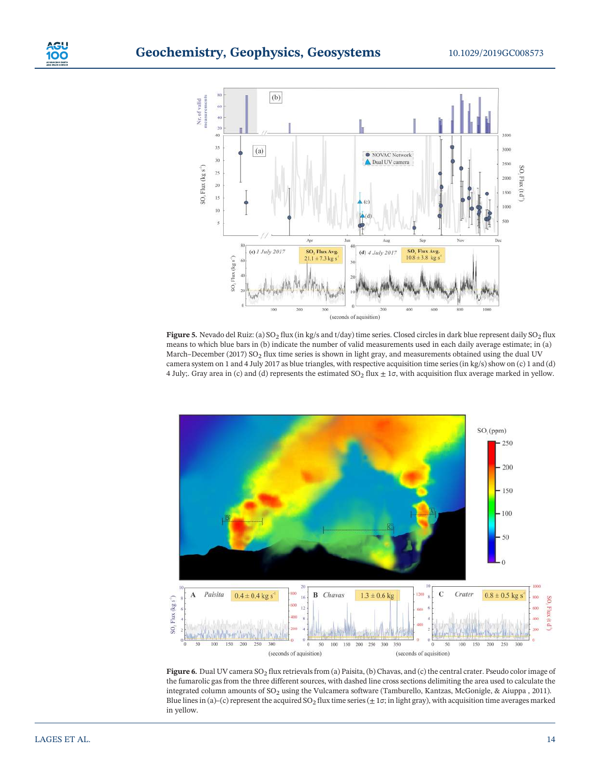**Figure 5.** Nevado del Ruiz: (a) $SO_2$ flux (in kg/s and t/day) time series. Closed circles in dark blue represent daily $SO_2$ flux means to which blue bars in (b) indicate the number of valid measurements used in each daily average estimate; in (a) March–December (2017) $SO_2$ flux time series is shown in light gray, and measurements obtained using the dual UV camera system on 1 and 4 July 2017 as blue triangles, with respective acquisition time series (in kg/s) show on (c) 1 and (d) 4 July;. Gray area in (c) and (d) represents the estimated $SO_2$ flux $\pm$ 1$\sigma$, with acquisition flux average marked in yellow.

**Figure 6.** Dual UV camera $SO_2$ flux retrievals from (a) Paisita, (b) Chavas, and (c) the central crater. Pseudo color image of the fumarolic gas from the three different sources, with dashed line cross sections delimiting the area used to calculate the integrated column amounts of $SO_2$ using the Vulcamera software (Tamburello, Kantzas, McGonigle, & Aiuppa , 2011). Blue lines in (a)–(c) represent the acquired $SO_2$ flux time series ($\pm$ 1$\sigma$; in light gray), with acquisition time averages marked in yellow.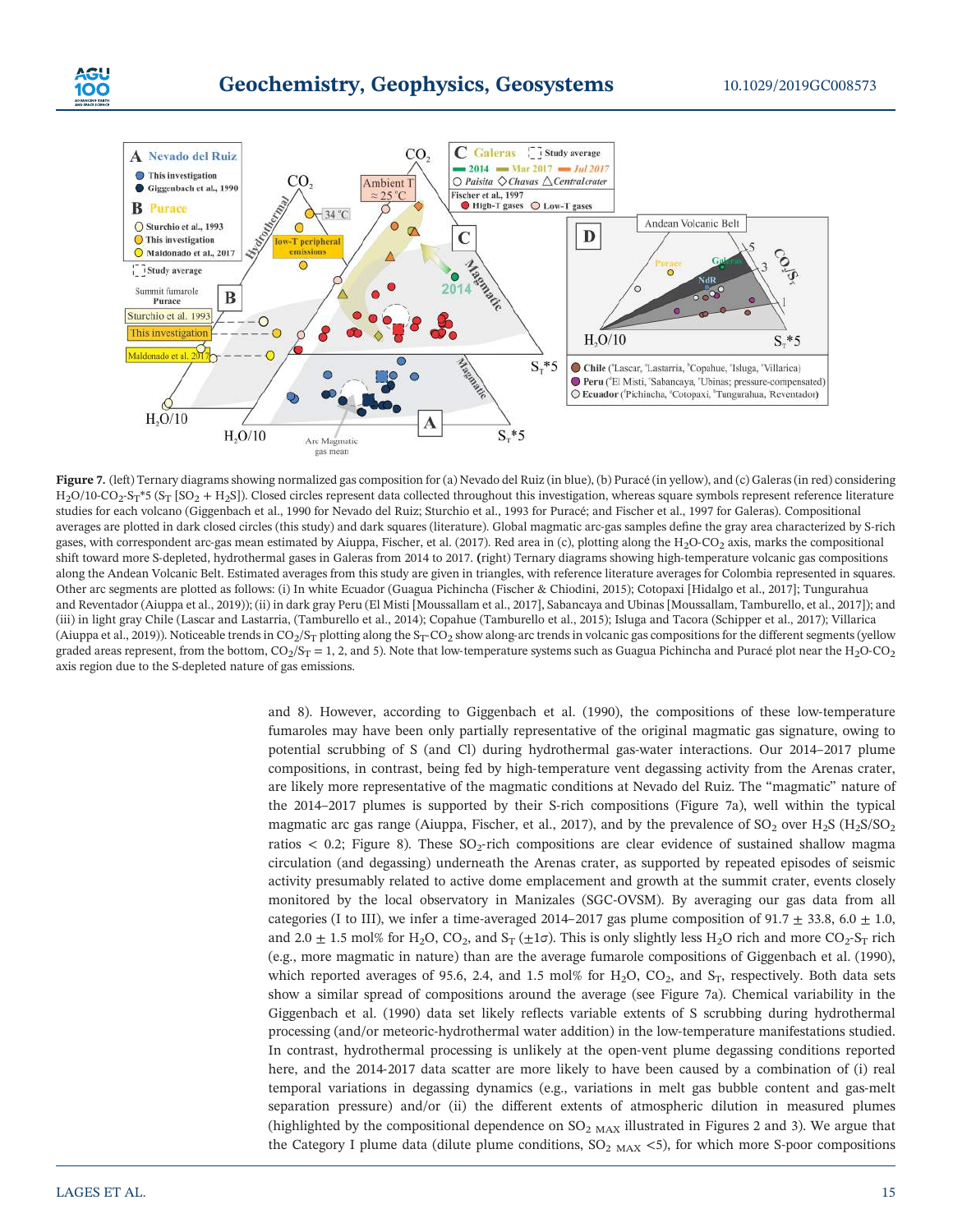**Figure 7.** (left) Ternary diagrams showing normalized gas composition for (a) Nevado del Ruiz (in blue), (b) Puracé (in yellow), and (c) Galeras (in red) considering $H_2O$/10-$CO_2$-$S_T$*5 ($S_T$ [$SO_2$ + $H_2S$]). Closed circles represent data collected throughout this investigation, whereas square symbols represent reference literature studies for each volcano (Giggenbach et al., 1990 for Nevado del Ruiz; Sturchio et al., 1993 for Puracé; and Fischer et al., 1997 for Galeras). Compositional averages are plotted in dark closed circles (this study) and dark squares (literature). Global magmatic arc-gas samples define the gray area characterized by S-rich gases, with correspondent arc-gas mean estimated by Aiuppa, Fischer, et al. (2017). Red area in (c), plotting along the $H_2O$-$CO_2$ axis, marks the compositional shift toward more S-depleted, hydrothermal gases in Galeras from 2014 to 2017. **(**right) Ternary diagrams showing high-temperature volcanic gas compositions along the Andean Volcanic Belt. Estimated averages from this study are given in triangles, with reference literature averages for Colombia represented in squares. Other arc segments are plotted as follows: (i) In white Ecuador (Guagua Pichincha (Fischer & Chiodini, 2015); Cotopaxi [Hidalgo et al., 2017]; Tungurahua and Reventador (Aiuppa et al., 2019)); (ii) in dark gray Peru (El Misti [Moussallam et al., 2017], Sabancaya and Ubinas [Moussallam, Tamburello, et al., 2017]); and (iii) in light gray Chile (Lascar and Lastarria, (Tamburello et al., 2014); Copahue (Tamburello et al., 2015); Isluga and Tacora (Schipper et al., 2017); Villarica (Aiuppa et al., 2019)). Noticeable trends in $CO_2/S_T$ plotting along the $S_T$-$CO_2$ show along-arc trends in volcanic gas compositions for the different segments (yellow graded areas represent, from the bottom, $CO_2/S_T$ = 1, 2, and 5). Note that low-temperature systems such as Guagua Pichincha and Puracé plot near the $H_2O$-$CO_2$ axis region due to the S-depleted nature of gas emissions.

and 8). However, according to Giggenbach et al. (1990), the compositions of these low-temperature fumaroles may have been only partially representative of the original magmatic gas signature, owing to potential scrubbing of S (and Cl) during hydrothermal gas-water interactions. Our 2014–2017 plume compositions, in contrast, being fed by high-temperature vent degassing activity from the Arenas crater, are likely more representative of the magmatic conditions at Nevado del Ruiz. The "magmatic" nature of the 2014–2017 plumes is supported by their S-rich compositions (Figure 7a), well within the typical magmatic arc gas range (Aiuppa, Fischer, et al., 2017), and by the prevalence of $SO_2$ over $H_2S$ ($H_2S/SO_2$ ratios < 0.2; Figure 8). These $SO_2$-rich compositions are clear evidence of sustained shallow magma circulation (and degassing) underneath the Arenas crater, as supported by repeated episodes of seismic activity presumably related to active dome emplacement and growth at the summit crater, events closely monitored by the local observatory in Manizales (SGC-OVSM). By averaging our gas data from all categories (I to III), we infer a time-averaged 2014–2017 gas plume composition of 91.7 ± 33.8, 6.0 ± 1.0, and 2.0 ± 1.5 mol% for $H_2O$, $CO_2$, and $S_T$ (±1σ). This is only slightly less $H_2O$ rich and more $CO_2$-$S_T$ rich (e.g., more magmatic in nature) than are the average fumarole compositions of Giggenbach et al. (1990), which reported averages of 95.6, 2.4, and 1.5 mol% for $H_2O$, $CO_2$, and $S_T$, respectively. Both data sets show a similar spread of compositions around the average (see Figure 7a). Chemical variability in the Giggenbach et al. (1990) data set likely reflects variable extents of S scrubbing during hydrothermal processing (and/or meteoric-hydrothermal water addition) in the low-temperature manifestations studied. In contrast, hydrothermal processing is unlikely at the open-vent plume degassing conditions reported here, and the 2014-2017 data scatter are more likely to have been caused by a combination of (i) real temporal variations in degassing dynamics (e.g., variations in melt gas bubble content and gas-melt separation pressure) and/or (ii) the different extents of atmospheric dilution in measured plumes (highlighted by the compositional dependence on $SO_{2\ MAX}$ illustrated in Figures 2 and 3). We argue that the Category I plume data (dilute plume conditions, $SO_{2\ MAX}$ <5), for which more S-poor compositions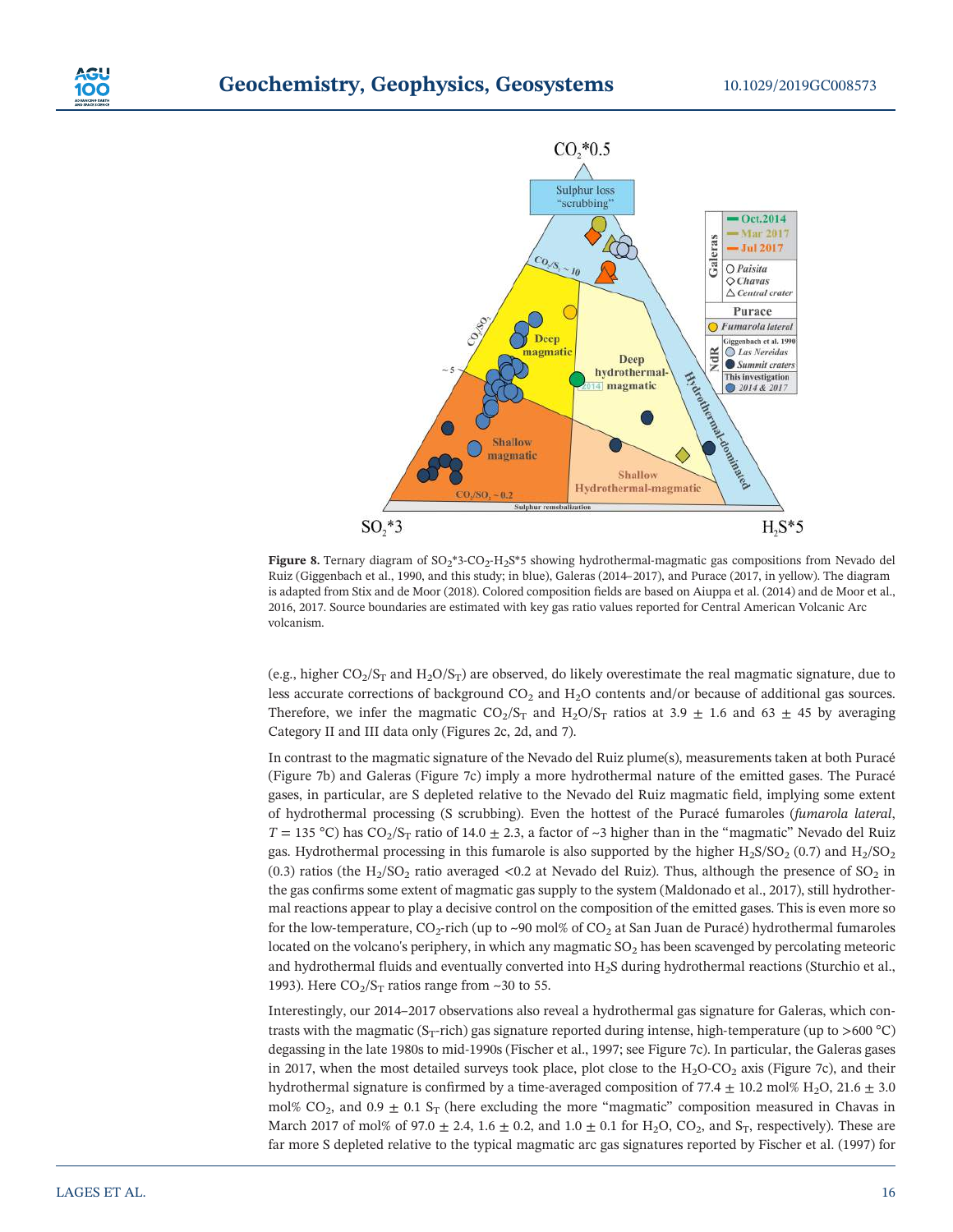**Figure 8.** Ternary diagram of $SO_2$*3-$CO_2$-$H_2S$*5 showing hydrothermal-magmatic gas compositions from Nevado del Ruiz (Giggenbach et al., 1990, and this study; in blue), Galeras (2014–2017), and Purace (2017, in yellow). The diagram is adapted from Stix and de Moor (2018). Colored composition fields are based on Aiuppa et al. (2014) and de Moor et al., 2016, 2017. Source boundaries are estimated with key gas ratio values reported for Central American Volcanic Arc volcanism.

(e.g., higher $CO_2/S_T$ and $H_2O/S_T$) are observed, do likely overestimate the real magmatic signature, due to less accurate corrections of background $CO_2$ and $H_2O$ contents and/or because of additional gas sources. Therefore, we infer the magmatic $CO_2/S_T$ and $H_2O/S_T$ ratios at 3.9 ± 1.6 and 63 ± 45 by averaging Category II and III data only (Figures 2c, 2d, and 7).

In contrast to the magmatic signature of the Nevado del Ruiz plume(s), measurements taken at both Puracé (Figure 7b) and Galeras (Figure 7c) imply a more hydrothermal nature of the emitted gases. The Puracé gases, in particular, are S depleted relative to the Nevado del Ruiz magmatic field, implying some extent of hydrothermal processing (S scrubbing). Even the hottest of the Puracé fumaroles (*fumarola lateral*, $T$ = 135 °C) has $CO_2/S_T$ ratio of 14.0 ± 2.3, a factor of ~3 higher than in the "magmatic" Nevado del Ruiz gas. Hydrothermal processing in this fumarole is also supported by the higher $H_2S/SO_2$ (0.7) and $H_2/SO_2$ (0.3) ratios (the $H_2/SO_2$ ratio averaged <0.2 at Nevado del Ruiz). Thus, although the presence of $SO_2$ in the gas confirms some extent of magmatic gas supply to the system (Maldonado et al., 2017), still hydrothermal reactions appear to play a decisive control on the composition of the emitted gases. This is even more so for the low-temperature, $CO_2$-rich (up to ~90 mol% of $CO_2$ at San Juan de Puracé) hydrothermal fumaroles located on the volcano's periphery, in which any magmatic $SO_2$ has been scavenged by percolating meteoric and hydrothermal fluids and eventually converted into $H_2S$ during hydrothermal reactions (Sturchio et al., 1993). Here $CO_2/S_T$ ratios range from ~30 to 55.

Interestingly, our 2014–2017 observations also reveal a hydrothermal gas signature for Galeras, which contrasts with the magmatic ($S_T$-rich) gas signature reported during intense, high-temperature (up to >600 °C) degassing in the late 1980s to mid-1990s (Fischer et al., 1997; see Figure 7c). In particular, the Galeras gases in 2017, when the most detailed surveys took place, plot close to the $H_2O$-$CO_2$ axis (Figure 7c), and their hydrothermal signature is confirmed by a time-averaged composition of 77.4 ± 10.2 mol% $H_2O$, 21.6 ± 3.0 mol% $CO_2$, and 0.9 ± 0.1 $S_T$ (here excluding the more "magmatic" composition measured in Chavas in March 2017 of mol% of 97.0 ± 2.4, 1.6 ± 0.2, and 1.0 ± 0.1 for $H_2O$, $CO_2$, and $S_T$, respectively). These are far more S depleted relative to the typical magmatic arc gas signatures reported by Fischer et al. (1997) for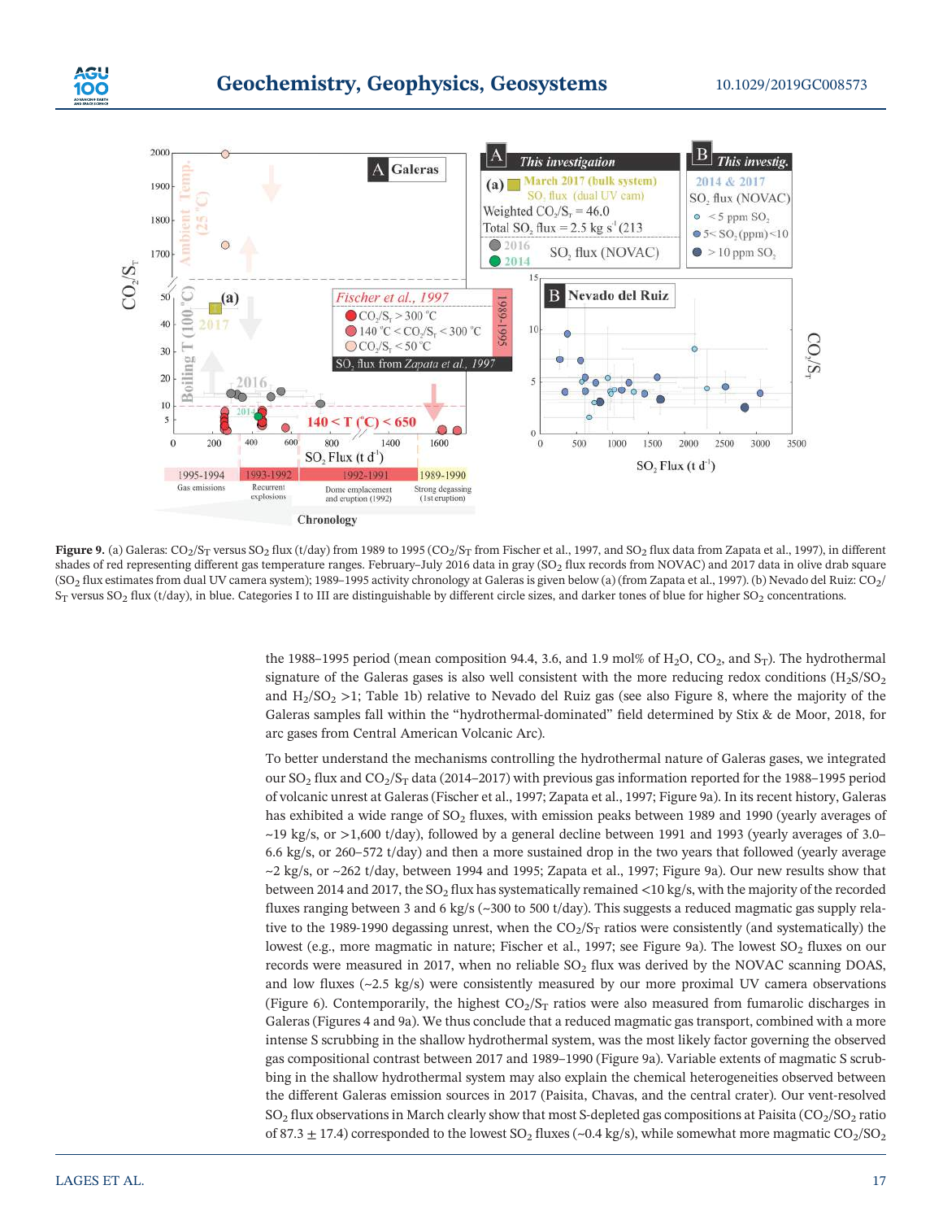**Figure 9.** (a) Galeras: $CO_2/S_T$ versus $SO_2$ flux (t/day) from 1989 to 1995 ($CO_2/S_T$ from Fischer et al., 1997, and $SO_2$ flux data from Zapata et al., 1997), in different shades of red representing different gas temperature ranges. February–July 2016 data in gray ($SO_2$ flux records from NOVAC) and 2017 data in olive drab square ($SO_2$ flux estimates from dual UV camera system); 1989–1995 activity chronology at Galeras is given below (a) (from Zapata et al., 1997). (b) Nevado del Ruiz: $CO_2/S_T$ versus $SO_2$ flux (t/day), in blue. Categories I to III are distinguishable by different circle sizes, and darker tones of blue for higher $SO_2$ concentrations.

the 1988–1995 period (mean composition 94.4, 3.6, and 1.9 mol% of $H_2O$, $CO_2$, and $S_T$). The hydrothermal signature of the Galeras gases is also well consistent with the more reducing redox conditions ($H_2S/SO_2$ and $H_2/SO_2$ >1; Table 1b) relative to Nevado del Ruiz gas (see also Figure 8, where the majority of the Galeras samples fall within the "hydrothermal-dominated" field determined by Stix & de Moor, 2018, for arc gases from Central American Volcanic Arc).

To better understand the mechanisms controlling the hydrothermal nature of Galeras gases, we integrated our $SO_2$ flux and $CO_2/S_T$ data (2014–2017) with previous gas information reported for the 1988–1995 period of volcanic unrest at Galeras (Fischer et al., 1997; Zapata et al., 1997; Figure 9a). In its recent history, Galeras has exhibited a wide range of $SO_2$ fluxes, with emission peaks between 1989 and 1990 (yearly averages of ~19 kg/s, or >1,600 t/day), followed by a general decline between 1991 and 1993 (yearly averages of 3.0–6.6 kg/s, or 260–572 t/day) and then a more sustained drop in the two years that followed (yearly average ~2 kg/s, or ~262 t/day, between 1994 and 1995; Zapata et al., 1997; Figure 9a). Our new results show that between 2014 and 2017, the $SO_2$ flux has systematically remained <10 kg/s, with the majority of the recorded fluxes ranging between 3 and 6 kg/s (~300 to 500 t/day). This suggests a reduced magmatic gas supply relative to the 1989-1990 degassing unrest, when the $CO_2/S_T$ ratios were consistently (and systematically) the lowest (e.g., more magmatic in nature; Fischer et al., 1997; see Figure 9a). The lowest $SO_2$ fluxes on our records were measured in 2017, when no reliable $SO_2$ flux was derived by the NOVAC scanning DOAS, and low fluxes (~2.5 kg/s) were consistently measured by our more proximal UV camera observations (Figure 6). Contemporarily, the highest $CO_2/S_T$ ratios were also measured from fumarolic discharges in Galeras (Figures 4 and 9a). We thus conclude that a reduced magmatic gas transport, combined with a more intense S scrubbing in the shallow hydrothermal system, was the most likely factor governing the observed gas compositional contrast between 2017 and 1989–1990 (Figure 9a). Variable extents of magmatic S scrubbing in the shallow hydrothermal system may also explain the chemical heterogeneities observed between the different Galeras emission sources in 2017 (Paisita, Chavas, and the central crater). Our vent-resolved $SO_2$ flux observations in March clearly show that most S-depleted gas compositions at Paisita ($CO_2/SO_2$ ratio of 87.3 ± 17.4) corresponded to the lowest $SO_2$ fluxes (~0.4 kg/s), while somewhat more magmatic $CO_2/SO_2$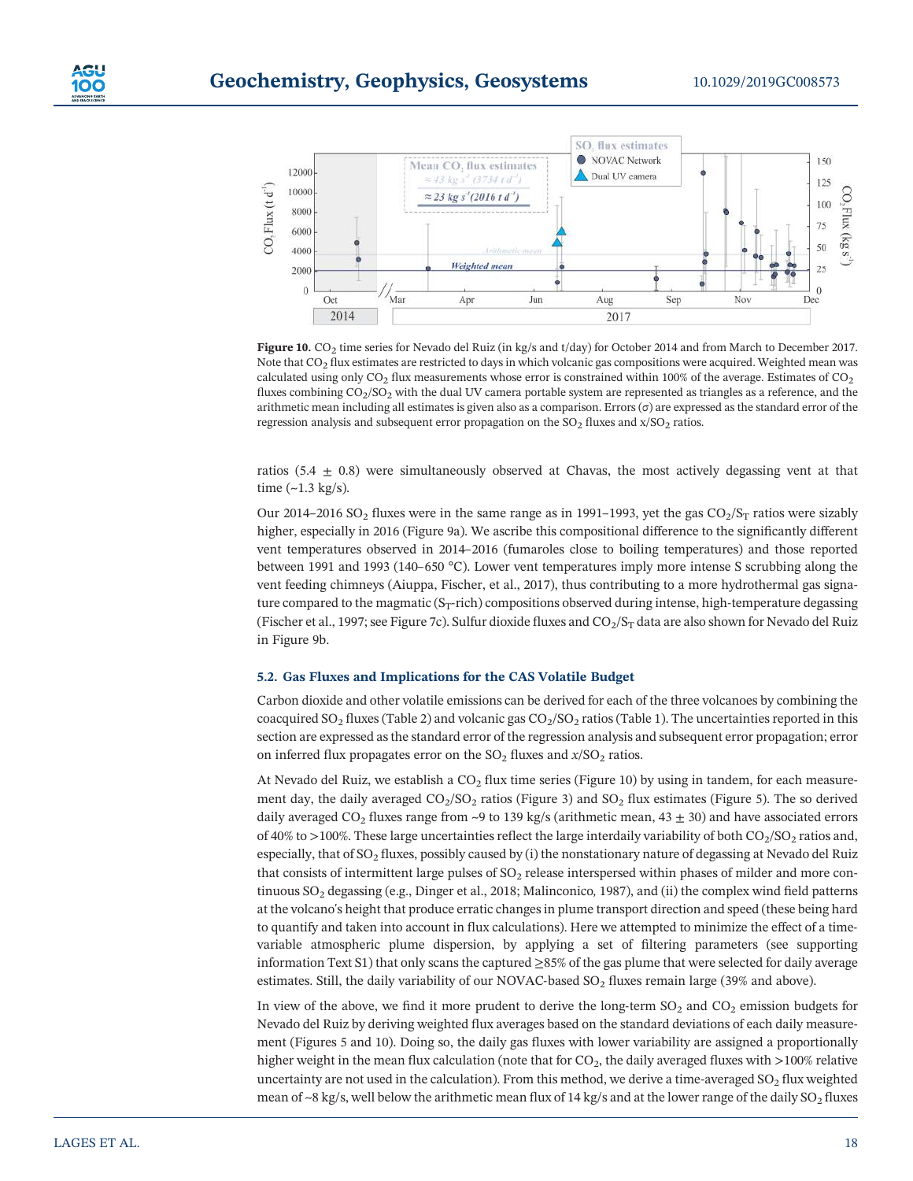**Figure 10.** $CO_2$ time series for Nevado del Ruiz (in kg/s and t/day) for October 2014 and from March to December 2017. Note that $CO_2$ flux estimates are restricted to days in which volcanic gas compositions were acquired. Weighted mean was calculated using only $CO_2$ flux measurements whose error is constrained within 100% of the average. Estimates of $CO_2$ fluxes combining $CO_2/SO_2$ with the dual UV camera portable system are represented as triangles as a reference, and the arithmetic mean including all estimates is given also as a comparison. Errors ($\sigma$) are expressed as the standard error of the regression analysis and subsequent error propagation on the $SO_2$ fluxes and $x/SO_2$ ratios.

ratios (5.4 ± 0.8) were simultaneously observed at Chavas, the most actively degassing vent at that time (~1.3 kg/s).

Our 2014–2016 $SO_2$ fluxes were in the same range as in 1991–1993, yet the gas $CO_2/S_T$ ratios were sizably higher, especially in 2016 (Figure 9a). We ascribe this compositional difference to the significantly different vent temperatures observed in 2014–2016 (fumaroles close to boiling temperatures) and those reported between 1991 and 1993 (140–650 °C). Lower vent temperatures imply more intense S scrubbing along the vent feeding chimneys (Aiuppa, Fischer, et al., 2017), thus contributing to a more hydrothermal gas signature compared to the magmatic ($S_T$-rich) compositions observed during intense, high-temperature degassing (Fischer et al., 1997; see Figure 7c). Sulfur dioxide fluxes and $CO_2/S_T$ data are also shown for Nevado del Ruiz in Figure 9b.

### 5.2. Gas Fluxes and Implications for the CAS Volatile Budget

Carbon dioxide and other volatile emissions can be derived for each of the three volcanoes by combining the coacquired $SO_2$ fluxes (Table 2) and volcanic gas $CO_2/SO_2$ ratios (Table 1). The uncertainties reported in this section are expressed as the standard error of the regression analysis and subsequent error propagation; error on inferred flux propagates error on the $SO_2$ fluxes and $x/SO_2$ ratios.

At Nevado del Ruiz, we establish a $CO_2$ flux time series (Figure 10) by using in tandem, for each measurement day, the daily averaged $CO_2/SO_2$ ratios (Figure 3) and $SO_2$ flux estimates (Figure 5). The so derived daily averaged $CO_2$ fluxes range from ~9 to 139 kg/s (arithmetic mean, 43 ± 30) and have associated errors of 40% to >100%. These large uncertainties reflect the large interdaily variability of both $CO_2/SO_2$ ratios and, especially, that of $SO_2$ fluxes, possibly caused by (i) the nonstationary nature of degassing at Nevado del Ruiz that consists of intermittent large pulses of $SO_2$ release interspersed within phases of milder and more continuous $SO_2$ degassing (e.g., Dinger et al., 2018; Malinconico, 1987), and (ii) the complex wind field patterns at the volcano's height that produce erratic changes in plume transport direction and speed (these being hard to quantify and taken into account in flux calculations). Here we attempted to minimize the effect of a time-variable atmospheric plume dispersion, by applying a set of filtering parameters (see supporting information Text S1) that only scans the captured ≥85% of the gas plume that were selected for daily average estimates. Still, the daily variability of our NOVAC-based $SO_2$ fluxes remain large (39% and above).

In view of the above, we find it more prudent to derive the long-term $SO_2$ and $CO_2$ emission budgets for Nevado del Ruiz by deriving weighted flux averages based on the standard deviations of each daily measurement (Figures 5 and 10). Doing so, the daily gas fluxes with lower variability are assigned a proportionally higher weight in the mean flux calculation (note that for $CO_2$, the daily averaged fluxes with >100% relative uncertainty are not used in the calculation). From this method, we derive a time-averaged $SO_2$ flux weighted mean of ~8 kg/s, well below the arithmetic mean flux of 14 kg/s and at the lower range of the daily $SO_2$ fluxes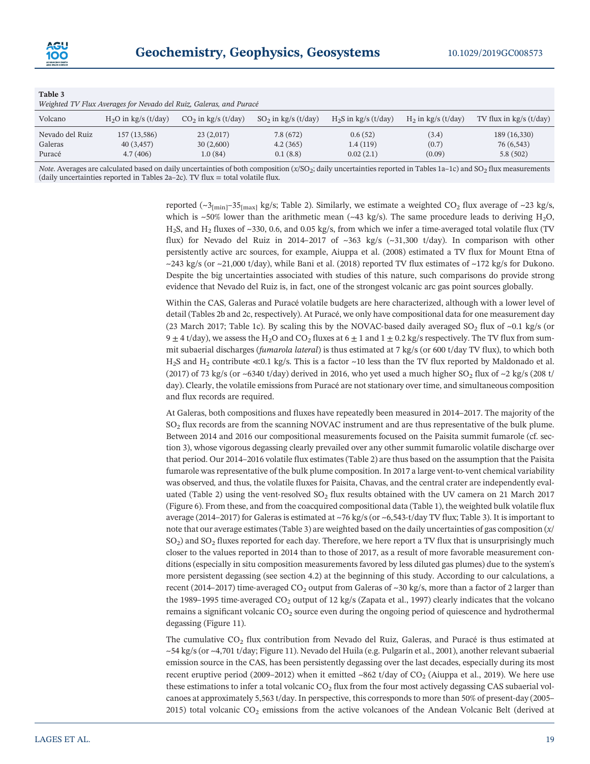**Table 3**
*Weighted TV Flux Averages for Nevado del Ruiz, Galeras, and Puracé*

| Volcano | $H_2O$ in kg/s (t/day) | $CO_2$ in kg/s (t/day) | $SO_2$ in kg/s (t/day) | $H_2S$ in kg/s (t/day) | $H_2$ in kg/s (t/day) | TV flux in kg/s (t/day) |
|---|---|---|---|---|---|---|
| Nevado del Ruiz | 157 (13,586) | 23 (2,017) | 7.8 (672) | 0.6 (52) | (3.4) | 189 (16,330) |
| Galeras | 40 (3,457) | 30 (2,600) | 4.2 (365) | 1.4 (119) | (0.7) | 76 (6,543) |
| Puracé | 4.7 (406) | 1.0 (84) | 0.1 (8.8) | 0.02 (2.1) | (0.09) | 5.8 (502) |

*Note.* Averages are calculated based on daily uncertainties of both composition ($x$/$SO_2$; daily uncertainties reported in Tables 1a–1c) and $SO_2$ flux measurements (daily uncertainties reported in Tables 2a–2c). TV flux = total volatile flux.

reported (~$3_{[min]}$–$35_{[max]}$ kg/s; Table 2). Similarly, we estimate a weighted $CO_2$ flux average of ~23 kg/s, which is ~50% lower than the arithmetic mean (~43 kg/s). The same procedure leads to deriving $H_2O$, $H_2S$, and $H_2$ fluxes of ~330, 0.6, and 0.05 kg/s, from which we infer a time-averaged total volatile flux (TV flux) for Nevado del Ruiz in 2014–2017 of ~363 kg/s (~31,300 t/day). In comparison with other persistently active arc sources, for example, Aiuppa et al. (2008) estimated a TV flux for Mount Etna of ~243 kg/s (or ~21,000 t/day), while Bani et al. (2018) reported TV flux estimates of ~172 kg/s for Dukono. Despite the big uncertainties associated with studies of this nature, such comparisons do provide strong evidence that Nevado del Ruiz is, in fact, one of the strongest volcanic arc gas point sources globally.

Within the CAS, Galeras and Puracé volatile budgets are here characterized, although with a lower level of detail (Tables 2b and 2c, respectively). At Puracé, we only have compositional data for one measurement day (23 March 2017; Table 1c). By scaling this by the NOVAC-based daily averaged $SO_2$ flux of ~0.1 kg/s (or $9 \pm 4$ t/day), we assess the $H_2O$ and $CO_2$ fluxes at $6 \pm 1$ and $1 \pm 0.2$ kg/s respectively. The TV flux from summit subaerial discharges (*fumarola lateral*) is thus estimated at 7 kg/s (or 600 t/day TV flux), to which both $H_2S$ and $H_2$ contribute $\ll$0.1 kg/s. This is a factor ~10 less than the TV flux reported by Maldonado et al. (2017) of 73 kg/s (or ~6340 t/day) derived in 2016, who yet used a much higher $SO_2$ flux of ~2 kg/s (208 t/day). Clearly, the volatile emissions from Puracé are not stationary over time, and simultaneous composition and flux records are required.

At Galeras, both compositions and fluxes have repeatedly been measured in 2014–2017. The majority of the $SO_2$ flux records are from the scanning NOVAC instrument and are thus representative of the bulk plume. Between 2014 and 2016 our compositional measurements focused on the Paisita summit fumarole (cf. section 3), whose vigorous degassing clearly prevailed over any other summit fumarolic volatile discharge over that period. Our 2014–2016 volatile flux estimates (Table 2) are thus based on the assumption that the Paisita fumarole was representative of the bulk plume composition. In 2017 a large vent-to-vent chemical variability was observed, and thus, the volatile fluxes for Paisita, Chavas, and the central crater are independently evaluated (Table 2) using the vent-resolved $SO_2$ flux results obtained with the UV camera on 21 March 2017 (Figure 6). From these, and from the coacquired compositional data (Table 1), the weighted bulk volatile flux average (2014–2017) for Galeras is estimated at ~76 kg/s (or ~6,543-t/day TV flux; Table 3). It is important to note that our average estimates (Table 3) are weighted based on the daily uncertainties of gas composition ($x$/$SO_2$) and $SO_2$ fluxes reported for each day. Therefore, we here report a TV flux that is unsurprisingly much closer to the values reported in 2014 than to those of 2017, as a result of more favorable measurement conditions (especially in situ composition measurements favored by less diluted gas plumes) due to the system's more persistent degassing (see section 4.2) at the beginning of this study. According to our calculations, a recent (2014–2017) time-averaged $CO_2$ output from Galeras of ~30 kg/s, more than a factor of 2 larger than the 1989–1995 time-averaged $CO_2$ output of 12 kg/s (Zapata et al., 1997) clearly indicates that the volcano remains a significant volcanic $CO_2$ source even during the ongoing period of quiescence and hydrothermal degassing (Figure 11).

The cumulative $CO_2$ flux contribution from Nevado del Ruiz, Galeras, and Puracé is thus estimated at ~54 kg/s (or ~4,701 t/day; Figure 11). Nevado del Huila (e.g. Pulgarín et al., 2001), another relevant subaerial emission source in the CAS, has been persistently degassing over the last decades, especially during its most recent eruptive period (2009–2012) when it emitted ~862 t/day of $CO_2$ (Aiuppa et al., 2019). We here use these estimations to infer a total volcanic $CO_2$ flux from the four most actively degassing CAS subaerial volcanoes at approximately 5,563 t/day. In perspective, this corresponds to more than 50% of present-day (2005–2015) total volcanic $CO_2$ emissions from the active volcanoes of the Andean Volcanic Belt (derived at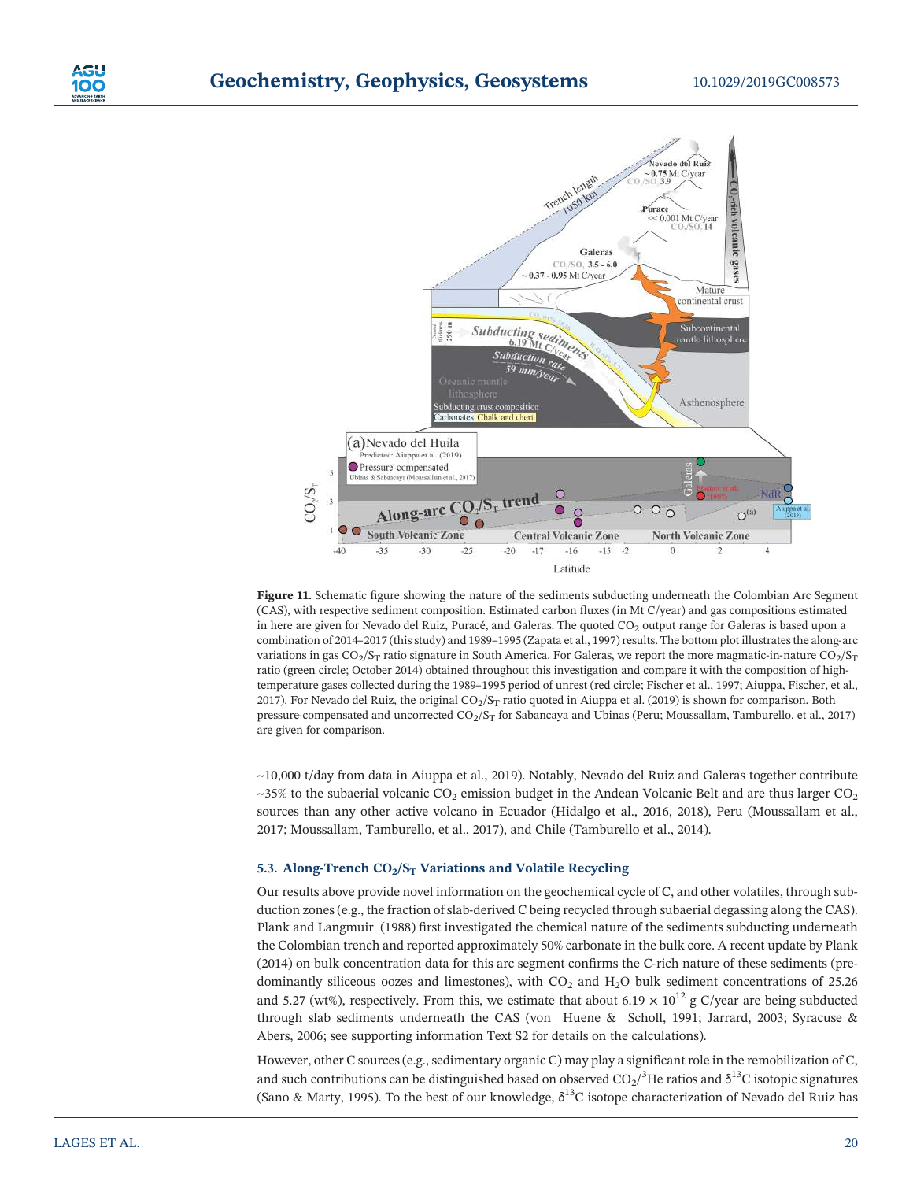**Figure 11.** Schematic figure showing the nature of the sediments subducting underneath the Colombian Arc Segment (CAS), with respective sediment composition. Estimated carbon fluxes (in Mt C/year) and gas compositions estimated in here are given for Nevado del Ruiz, Puracé, and Galeras. The quoted $CO_2$ output range for Galeras is based upon a combination of 2014–2017 (this study) and 1989–1995 (Zapata et al., 1997) results. The bottom plot illustrates the along-arc variations in gas $CO_2/S_T$ ratio signature in South America. For Galeras, we report the more magmatic-in-nature $CO_2/S_T$ ratio (green circle; October 2014) obtained throughout this investigation and compare it with the composition of high-temperature gases collected during the 1989–1995 period of unrest (red circle; Fischer et al., 1997; Aiuppa, Fischer, et al., 2017). For Nevado del Ruiz, the original $CO_2/S_T$ ratio quoted in Aiuppa et al. (2019) is shown for comparison. Both pressure-compensated and uncorrected $CO_2/S_T$ for Sabancaya and Ubinas (Peru; Moussallam, Tamburello, et al., 2017) are given for comparison.

~10,000 t/day from data in Aiuppa et al., 2019). Notably, Nevado del Ruiz and Galeras together contribute ~35% to the subaerial volcanic $CO_2$ emission budget in the Andean Volcanic Belt and are thus larger $CO_2$ sources than any other active volcano in Ecuador (Hidalgo et al., 2016, 2018), Peru (Moussallam et al., 2017; Moussallam, Tamburello, et al., 2017), and Chile (Tamburello et al., 2014).

### 5.3. Along-Trench $CO_2/S_T$ Variations and Volatile Recycling

Our results above provide novel information on the geochemical cycle of C, and other volatiles, through subduction zones (e.g., the fraction of slab-derived C being recycled through subaerial degassing along the CAS). Plank and Langmuir (1988) first investigated the chemical nature of the sediments subducting underneath the Colombian trench and reported approximately 50% carbonate in the bulk core. A recent update by Plank (2014) on bulk concentration data for this arc segment confirms the C-rich nature of these sediments (predominantly siliceous oozes and limestones), with $CO_2$ and $H_2O$ bulk sediment concentrations of 25.26 and 5.27 (wt%), respectively. From this, we estimate that about $6.19 \times 10^{12}$ g C/year are being subducted through slab sediments underneath the CAS (von Huene & Scholl, 1991; Jarrard, 2003; Syracuse & Abers, 2006; see supporting information Text S2 for details on the calculations).

However, other C sources (e.g., sedimentary organic C) may play a significant role in the remobilization of C, and such contributions can be distinguished based on observed $CO_2/^3He$ ratios and $\delta^{13}C$ isotopic signatures (Sano & Marty, 1995). To the best of our knowledge, $\delta^{13}C$ isotope characterization of Nevado del Ruiz has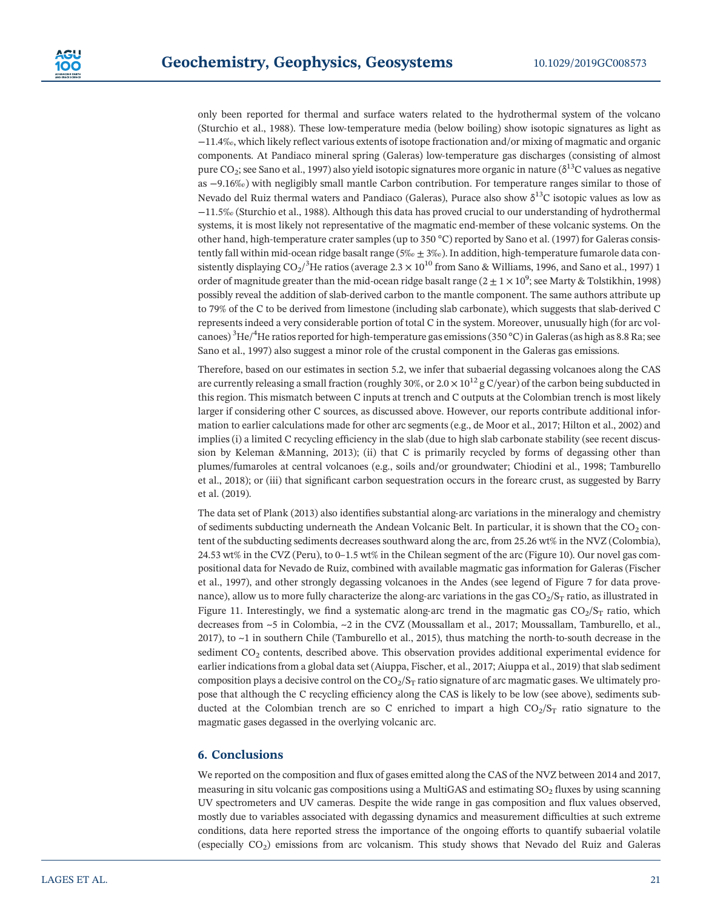only been reported for thermal and surface waters related to the hydrothermal system of the volcano (Sturchio et al., 1988). These low-temperature media (below boiling) show isotopic signatures as light as −11.4‰, which likely reflect various extents of isotope fractionation and/or mixing of magmatic and organic components. At Pandiaco mineral spring (Galeras) low-temperature gas discharges (consisting of almost pure $CO_2$; see Sano et al., 1997) also yield isotopic signatures more organic in nature ($\delta^{13}C$ values as negative as −9.16‰) with negligibly small mantle Carbon contribution. For temperature ranges similar to those of Nevado del Ruiz thermal waters and Pandiaco (Galeras), Purace also show $\delta^{13}C$ isotopic values as low as −11.5‰ (Sturchio et al., 1988). Although this data has proved crucial to our understanding of hydrothermal systems, it is most likely not representative of the magmatic end-member of these volcanic systems. On the other hand, high-temperature crater samples (up to 350 °C) reported by Sano et al. (1997) for Galeras consistently fall within mid-ocean ridge basalt range (5‰ ± 3‰). In addition, high-temperature fumarole data consistently displaying $CO_2/^3He$ ratios (average $2.3 \times 10^{10}$ from Sano & Williams, 1996, and Sano et al., 1997) 1 order of magnitude greater than the mid-ocean ridge basalt range ($2 \pm 1 \times 10^9$; see Marty & Tolstikhin, 1998) possibly reveal the addition of slab-derived carbon to the mantle component. The same authors attribute up to 79% of the C to be derived from limestone (including slab carbonate), which suggests that slab-derived C represents indeed a very considerable portion of total C in the system. Moreover, unusually high (for arc volcanoes) $^3He/^4He$ ratios reported for high-temperature gas emissions (350 °C) in Galeras (as high as 8.8 Ra; see Sano et al., 1997) also suggest a minor role of the crustal component in the Galeras gas emissions.

Therefore, based on our estimates in section 5.2, we infer that subaerial degassing volcanoes along the CAS are currently releasing a small fraction (roughly 30%, or $2.0 \times 10^{12}$ g C/year) of the carbon being subducted in this region. This mismatch between C inputs at trench and C outputs at the Colombian trench is most likely larger if considering other C sources, as discussed above. However, our reports contribute additional information to earlier calculations made for other arc segments (e.g., de Moor et al., 2017; Hilton et al., 2002) and implies (i) a limited C recycling efficiency in the slab (due to high slab carbonate stability (see recent discussion by Keleman &Manning, 2013); (ii) that C is primarily recycled by forms of degassing other than plumes/fumaroles at central volcanoes (e.g., soils and/or groundwater; Chiodini et al., 1998; Tamburello et al., 2018); or (iii) that significant carbon sequestration occurs in the forearc crust, as suggested by Barry et al. (2019).

The data set of Plank (2013) also identifies substantial along-arc variations in the mineralogy and chemistry of sediments subducting underneath the Andean Volcanic Belt. In particular, it is shown that the $CO_2$ content of the subducting sediments decreases southward along the arc, from 25.26 wt% in the NVZ (Colombia), 24.53 wt% in the CVZ (Peru), to 0–1.5 wt% in the Chilean segment of the arc (Figure 10). Our novel gas compositional data for Nevado de Ruiz, combined with available magmatic gas information for Galeras (Fischer et al., 1997), and other strongly degassing volcanoes in the Andes (see legend of Figure 7 for data provenance), allow us to more fully characterize the along-arc variations in the gas $CO_2/S_T$ ratio, as illustrated in Figure 11. Interestingly, we find a systematic along-arc trend in the magmatic gas $CO_2/S_T$ ratio, which decreases from ~5 in Colombia, ~2 in the CVZ (Moussallam et al., 2017; Moussallam, Tamburello, et al., 2017), to ~1 in southern Chile (Tamburello et al., 2015), thus matching the north-to-south decrease in the sediment $CO_2$ contents, described above. This observation provides additional experimental evidence for earlier indications from a global data set (Aiuppa, Fischer, et al., 2017; Aiuppa et al., 2019) that slab sediment composition plays a decisive control on the $CO_2/S_T$ ratio signature of arc magmatic gases. We ultimately propose that although the C recycling efficiency along the CAS is likely to be low (see above), sediments subducted at the Colombian trench are so C enriched to impart a high $CO_2/S_T$ ratio signature to the magmatic gases degassed in the overlying volcanic arc.

## 6. Conclusions

We reported on the composition and flux of gases emitted along the CAS of the NVZ between 2014 and 2017, measuring in situ volcanic gas compositions using a MultiGAS and estimating $SO_2$ fluxes by using scanning UV spectrometers and UV cameras. Despite the wide range in gas composition and flux values observed, mostly due to variables associated with degassing dynamics and measurement difficulties at such extreme conditions, data here reported stress the importance of the ongoing efforts to quantify subaerial volatile (especially $CO_2$) emissions from arc volcanism. This study shows that Nevado del Ruiz and Galeras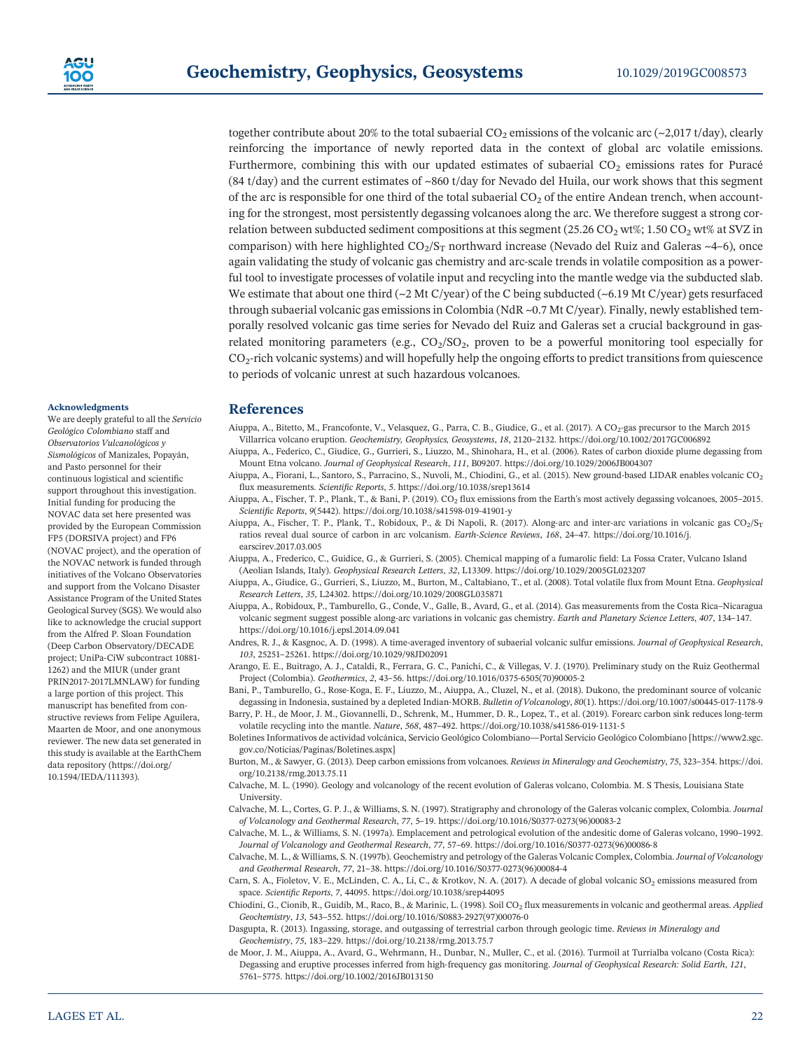together contribute about 20% to the total subaerial $CO_2$ emissions of the volcanic arc (~2,017 t/day), clearly reinforcing the importance of newly reported data in the context of global arc volatile emissions. Furthermore, combining this with our updated estimates of subaerial $CO_2$ emissions rates for Puracé (84 t/day) and the current estimates of ~860 t/day for Nevado del Huila, our work shows that this segment of the arc is responsible for one third of the total subaerial $CO_2$ of the entire Andean trench, when accounting for the strongest, most persistently degassing volcanoes along the arc. We therefore suggest a strong correlation between subducted sediment compositions at this segment (25.26 $CO_2$ wt%; 1.50 $CO_2$ wt% at SVZ in comparison) with here highlighted $CO_2/S_T$ northward increase (Nevado del Ruiz and Galeras ~4–6), once again validating the study of volcanic gas chemistry and arc-scale trends in volatile composition as a powerful tool to investigate processes of volatile input and recycling into the mantle wedge via the subducted slab. We estimate that about one third (~2 Mt C/year) of the C being subducted (~6.19 Mt C/year) gets resurfaced through subaerial volcanic gas emissions in Colombia (NdR ~0.7 Mt C/year). Finally, newly established temporally resolved volcanic gas time series for Nevado del Ruiz and Galeras set a crucial background in gas-related monitoring parameters (e.g., $CO_2/SO_2$, proven to be a powerful monitoring tool especially for $CO_2$-rich volcanic systems) and will hopefully help the ongoing efforts to predict transitions from quiescence to periods of volcanic unrest at such hazardous volcanoes.

## Acknowledgments

We are deeply grateful to all the *Servicio Geológico Colombiano* staff and *Observatorios Vulcanológicos y Sismológicos* of Manizales, Popayán, and Pasto personnel for their continuous logistical and scientific support throughout this investigation. Initial funding for producing the NOVAC data set here presented was provided by the European Commission FP5 (DORSIVA project) and FP6 (NOVAC project), and the operation of the NOVAC network is funded through initiatives of the Volcano Observatories and support from the Volcano Disaster Assistance Program of the United States Geological Survey (SGS). We would also like to acknowledge the crucial support from the Alfred P. Sloan Foundation (Deep Carbon Observatory/DECADE project; UniPa-CiW subcontract 10881-1262) and the MIUR (under grant PRIN2017-2017LMNLAW) for funding a large portion of this project. This manuscript has benefited from constructive reviews from Felipe Aguilera, Maarten de Moor, and one anonymous reviewer. The new data set generated in this study is available at the EarthChem data repository (https://doi.org/10.1594/IEDA/111393).

## References

Aiuppa, A., Bitetto, M., Francofonte, V., Velasquez, G., Parra, C. B., Giudice, G., et al. (2017). A $CO_2$-gas precursor to the March 2015 Villarrica volcano eruption. *Geochemistry, Geophysics, Geosystems*, *18*, 2120–2132. https://doi.org/10.1002/2017GC006892

Aiuppa, A., Federico, C., Giudice, G., Gurrieri, S., Liuzzo, M., Shinohara, H., et al. (2006). Rates of carbon dioxide plume degassing from Mount Etna volcano. *Journal of Geophysical Research*, *111*, B09207. https://doi.org/10.1029/2006JB004307

Aiuppa, A., Fiorani, L., Santoro, S., Parracino, S., Nuvoli, M., Chiodini, G., et al. (2015). New ground-based LIDAR enables volcanic $CO_2$ flux measurements. *Scientific Reports*, *5*. https://doi.org/10.1038/srep13614

Aiuppa, A., Fischer, T. P., Plank, T., & Bani, P. (2019). $CO_2$ flux emissions from the Earth's most actively degassing volcanoes, 2005–2015. *Scientific Reports*, *9*(5442). https://doi.org/10.1038/s41598-019-41901-y

Aiuppa, A., Fischer, T. P., Plank, T., Robidoux, P., & Di Napoli, R. (2017). Along-arc and inter-arc variations in volcanic gas $CO_2/S_T$ ratios reveal dual source of carbon in arc volcanism. *Earth-Science Reviews*, *168*, 24–47. https://doi.org/10.1016/j.earscirev.2017.03.005

Aiuppa, A., Frederico, C., Guidice, G., & Gurrieri, S. (2005). Chemical mapping of a fumarolic field: La Fossa Crater, Vulcano Island (Aeolian Islands, Italy). *Geophysical Research Letters*, *32*, L13309. https://doi.org/10.1029/2005GL023207

Aiuppa, A., Giudice, G., Gurrieri, S., Liuzzo, M., Burton, M., Caltabiano, T., et al. (2008). Total volatile flux from Mount Etna. *Geophysical Research Letters*, *35*, L24302. https://doi.org/10.1029/2008GL035871

Aiuppa, A., Robidoux, P., Tamburello, G., Conde, V., Galle, B., Avard, G., et al. (2014). Gas measurements from the Costa Rica–Nicaragua volcanic segment suggest possible along-arc variations in volcanic gas chemistry. *Earth and Planetary Science Letters*, *407*, 134–147. https://doi.org/10.1016/j.epsl.2014.09.041

Andres, R. J., & Kasgnoc, A. D. (1998). A time-averaged inventory of subaerial volcanic sulfur emissions. *Journal of Geophysical Research*, *103*, 25251–25261. https://doi.org/10.1029/98JD02091

Arango, E. E., Buitrago, A. J., Cataldi, R., Ferrara, G. C., Panichi, C., & Villegas, V. J. (1970). Preliminary study on the Ruiz Geothermal Project (Colombia). *Geothermics*, *2*, 43–56. https://doi.org/10.1016/0375-6505(70)90005-2

Bani, P., Tamburello, G., Rose-Koga, E. F., Liuzzo, M., Aiuppa, A., Cluzel, N., et al. (2018). Dukono, the predominant source of volcanic degassing in Indonesia, sustained by a depleted Indian-MORB. *Bulletin of Volcanology*, *80*(1). https://doi.org/10.1007/s00445-017-1178-9

Barry, P. H., de Moor, J. M., Giovannelli, D., Schrenk, M., Hummer, D. R., Lopez, T., et al. (2019). Forearc carbon sink reduces long-term volatile recycling into the mantle. *Nature*, *568*, 487–492. https://doi.org/10.1038/s41586-019-1131-5

Boletines Informativos de actividad volcánica, Servicio Geológico Colombiano—Portal Servicio Geológico Colombiano [https://www2.sgc.gov.co/Noticias/Paginas/Boletines.aspx]

Burton, M., & Sawyer, G. (2013). Deep carbon emissions from volcanoes. *Reviews in Mineralogy and Geochemistry*, *75*, 323–354. https://doi.org/10.2138/rmg.2013.75.11

Calvache, M. L. (1990). Geology and volcanology of the recent evolution of Galeras volcano, Colombia. M. S Thesis, Louisiana State University.

Calvache, M. L., Cortes, G. P. J., & Williams, S. N. (1997). Stratigraphy and chronology of the Galeras volcanic complex, Colombia. *Journal of Volcanology and Geothermal Research*, *77*, 5–19. https://doi.org/10.1016/S0377-0273(96)00083-2

Calvache, M. L., & Williams, S. N. (1997a). Emplacement and petrological evolution of the andesitic dome of Galeras volcano, 1990–1992. *Journal of Volcanology and Geothermal Research*, *77*, 57–69. https://doi.org/10.1016/S0377-0273(96)00086-8

Calvache, M. L., & Williams, S. N. (1997b). Geochemistry and petrology of the Galeras Volcanic Complex, Colombia. *Journal of Volcanology and Geothermal Research*, *77*, 21–38. https://doi.org/10.1016/S0377-0273(96)00084-4

Carn, S. A., Fioletov, V. E., McLinden, C. A., Li, C., & Krotkov, N. A. (2017). A decade of global volcanic $SO_2$ emissions measured from space. *Scientific Reports*, *7*, 44095. https://doi.org/10.1038/srep44095

Chiodini, G., Cionib, R., Guidib, M., Raco, B., & Marinic, L. (1998). Soil $CO_2$ flux measurements in volcanic and geothermal areas. *Applied Geochemistry*, *13*, 543–552. https://doi.org/10.1016/S0883-2927(97)00076-0

Dasgupta, R. (2013). Ingassing, storage, and outgassing of terrestrial carbon through geologic time. *Reviews in Mineralogy and Geochemistry*, *75*, 183–229. https://doi.org/10.2138/rmg.2013.75.7

de Moor, J. M., Aiuppa, A., Avard, G., Wehrmann, H., Dunbar, N., Muller, C., et al. (2016). Turmoil at Turrialba volcano (Costa Rica): Degassing and eruptive processes inferred from high-frequency gas monitoring. *Journal of Geophysical Research: Solid Earth*, *121*, 5761–5775. https://doi.org/10.1002/2016JB013150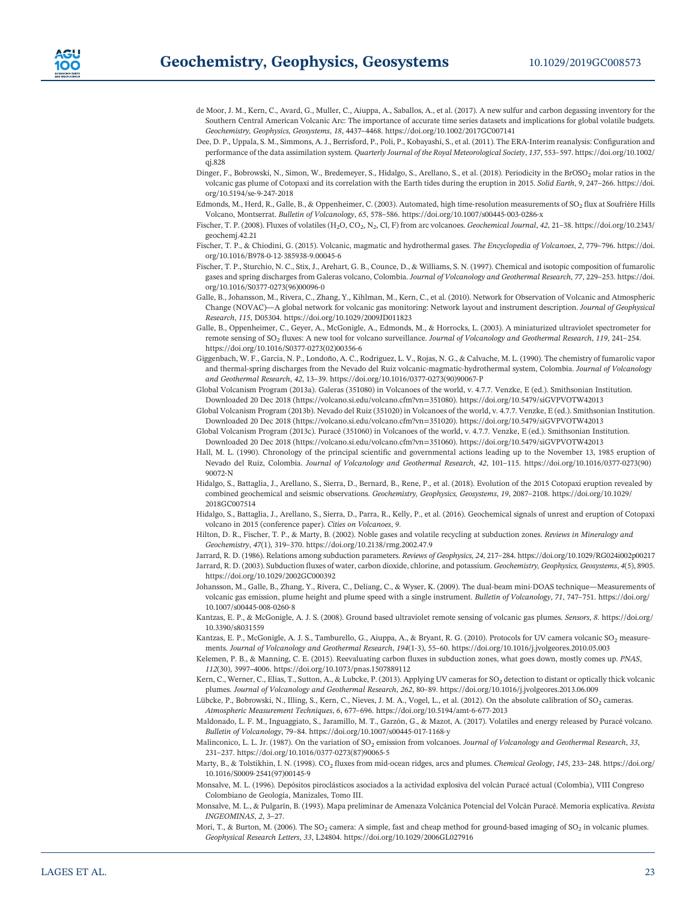de Moor, J. M., Kern, C., Avard, G., Muller, C., Aiuppa, A., Saballos, A., et al. (2017). A new sulfur and carbon degassing inventory for the Southern Central American Volcanic Arc: The importance of accurate time series datasets and implications for global volatile budgets. *Geochemistry, Geophysics, Geosystems*, *18*, 4437–4468. https://doi.org/10.1002/2017GC007141

Dee, D. P., Uppala, S. M., Simmons, A. J., Berrisford, P., Poli, P., Kobayashi, S., et al. (2011). The ERA-Interim reanalysis: Configuration and performance of the data assimilation system. *Quarterly Journal of the Royal Meteorological Society*, *137*, 553–597. https://doi.org/10.1002/qj.828

Dinger, F., Bobrowski, N., Simon, W., Bredemeyer, S., Hidalgo, S., Arellano, S., et al. (2018). Periodicity in the $BrOSO_2$ molar ratios in the volcanic gas plume of Cotopaxi and its correlation with the Earth tides during the eruption in 2015. *Solid Earth*, *9*, 247–266. https://doi.org/10.5194/se-9-247-2018

Edmonds, M., Herd, R., Galle, B., & Oppenheimer, C. (2003). Automated, high time-resolution measurements of $SO_2$ flux at Soufrière Hills Volcano, Montserrat. *Bulletin of Volcanology*, *65*, 578–586. https://doi.org/10.1007/s00445-003-0286-x

Fischer, T. P. (2008). Fluxes of volatiles ($H_2O$, $CO_2$, $N_2$, Cl, F) from arc volcanoes. *Geochemical Journal*, *42*, 21–38. https://doi.org/10.2343/geochemj.42.21

Fischer, T. P., & Chiodini, G. (2015). Volcanic, magmatic and hydrothermal gases. *The Encyclopedia of Volcanoes*, *2*, 779–796. https://doi.org/10.1016/B978-0-12-385938-9.00045-6

Fischer, T. P., Sturchio, N. C., Stix, J., Arehart, G. B., Counce, D., & Williams, S. N. (1997). Chemical and isotopic composition of fumarolic gases and spring discharges from Galeras volcano, Colombia. *Journal of Volcanology and Geothermal Research*, *77*, 229–253. https://doi.org/10.1016/S0377-0273(96)00096-0

Galle, B., Johansson, M., Rivera, C., Zhang, Y., Kihlman, M., Kern, C., et al. (2010). Network for Observation of Volcanic and Atmospheric Change (NOVAC)—A global network for volcanic gas monitoring: Network layout and instrument description. *Journal of Geophysical Research*, *115*, D05304. https://doi.org/10.1029/2009JD011823

Galle, B., Oppenheimer, C., Geyer, A., McGonigle, A., Edmonds, M., & Horrocks, L. (2003). A miniaturized ultraviolet spectrometer for remote sensing of $SO_2$ fluxes: A new tool for volcano surveillance. *Journal of Volcanology and Geothermal Research*, *119*, 241–254. https://doi.org/10.1016/S0377-0273(02)00356-6

Giggenbach, W. F., Garcia, N. P., Londoño, A. C., Rodriguez, L. V., Rojas, N. G., & Calvache, M. L. (1990). The chemistry of fumarolic vapor and thermal-spring discharges from the Nevado del Ruiz volcanic-magmatic-hydrothermal system, Colombia. *Journal of Volcanology and Geothermal Research*, *42*, 13–39. https://doi.org/10.1016/0377-0273(90)90067-P

Global Volcanism Program (2013a). Galeras (351080) in Volcanoes of the world, v. 4.7.7. Venzke, E (ed.). Smithsonian Institution. Downloaded 20 Dec 2018 (https://volcano.si.edu/volcano.cfm?vn=351080). https://doi.org/10.5479/siGVPVOTW42013

Global Volcanism Program (2013b). Nevado del Ruiz (351020) in Volcanoes of the world, v. 4.7.7. Venzke, E (ed.). Smithsonian Institution. Downloaded 20 Dec 2018 (https://volcano.si.edu/volcano.cfm?vn=351020). https://doi.org/10.5479/siGVPVOTW42013

Global Volcanism Program (2013c). Puracé (351060) in Volcanoes of the world, v. 4.7.7. Venzke, E (ed.). Smithsonian Institution. Downloaded 20 Dec 2018 (https://volcano.si.edu/volcano.cfm?vn=351060). https://doi.org/10.5479/siGVPVOTW42013

Hall, M. L. (1990). Chronology of the principal scientific and governmental actions leading up to the November 13, 1985 eruption of Nevado del Ruiz, Colombia. *Journal of Volcanology and Geothermal Research*, *42*, 101–115. https://doi.org/10.1016/0377-0273(90)90072-N

Hidalgo, S., Battaglia, J., Arellano, S., Sierra, D., Bernard, B., Rene, P., et al. (2018). Evolution of the 2015 Cotopaxi eruption revealed by combined geochemical and seismic observations. *Geochemistry, Geophysics, Geosystems*, *19*, 2087–2108. https://doi.org/10.1029/2018GC007514

Hidalgo, S., Battaglia, J., Arellano, S., Sierra, D., Parra, R., Kelly, P., et al. (2016). Geochemical signals of unrest and eruption of Cotopaxi volcano in 2015 (conference paper). *Cities on Volcanoes*, *9*.

Hilton, D. R., Fischer, T. P., & Marty, B. (2002). Noble gases and volatile recycling at subduction zones. *Reviews in Mineralogy and Geochemistry*, *47*(1), 319–370. https://doi.org/10.2138/rmg.2002.47.9

Jarrard, R. D. (1986). Relations among subduction parameters. *Reviews of Geophysics*, *24*, 217–284. https://doi.org/10.1029/RG024i002p00217

Jarrard, R. D. (2003). Subduction fluxes of water, carbon dioxide, chlorine, and potassium. *Geochemistry, Geophysics, Geosystems*, *4*(5), 8905. https://doi.org/10.1029/2002GC000392

Johansson, M., Galle, B., Zhang, Y., Rivera, C., Deliang, C., & Wyser, K. (2009). The dual-beam mini-DOAS technique—Measurements of volcanic gas emission, plume height and plume speed with a single instrument. *Bulletin of Volcanology*, *71*, 747–751. https://doi.org/10.1007/s00445-008-0260-8

Kantzas, E. P., & McGonigle, A. J. S. (2008). Ground based ultraviolet remote sensing of volcanic gas plumes. *Sensors*, *8*. https://doi.org/10.3390/s8031559

Kantzas, E. P., McGonigle, A. J. S., Tamburello, G., Aiuppa, A., & Bryant, R. G. (2010). Protocols for UV camera volcanic $SO_2$ measurements. *Journal of Volcanology and Geothermal Research*, *194*(1-3), 55–60. https://doi.org/10.1016/j.jvolgeores.2010.05.003

Kelemen, P. B., & Manning, C. E. (2015). Reevaluating carbon fluxes in subduction zones, what goes down, mostly comes up. *PNAS*, *112*(30), 3997–4006. https://doi.org/10.1073/pnas.1507889112

Kern, C., Werner, C., Elias, T., Sutton, A., & Lubcke, P. (2013). Applying UV cameras for $SO_2$ detection to distant or optically thick volcanic plumes. *Journal of Volcanology and Geothermal Research*, *262*, 80–89. https://doi.org/10.1016/j.jvolgeores.2013.06.009

Lübcke, P., Bobrowski, N., Illing, S., Kern, C., Nieves, J. M. A., Vogel, L., et al. (2012). On the absolute calibration of $SO_2$ cameras. *Atmospheric Measurement Techniques*, *6*, 677–696. https://doi.org/10.5194/amt-6-677-2013

Maldonado, L. F. M., Inguaggiato, S., Jaramillo, M. T., Garzón, G., & Mazot, A. (2017). Volatiles and energy released by Puracé volcano. *Bulletin of Volcanology*, 79–84. https://doi.org/10.1007/s00445-017-1168-y

Malinconico, L. L. Jr. (1987). On the variation of $SO_2$ emission from volcanoes. *Journal of Volcanology and Geothermal Research*, *33*, 231–237. https://doi.org/10.1016/0377-0273(87)90065-5

Marty, B., & Tolstikhin, I. N. (1998). $CO_2$ fluxes from mid-ocean ridges, arcs and plumes. *Chemical Geology*, *145*, 233–248. https://doi.org/10.1016/S0009-2541(97)00145-9

Monsalve, M. L. (1996). Depósitos piroclásticos asociados a la actividad explosiva del volcán Puracé actual (Colombia), VIII Congreso Colombiano de Geología, Manizales, Tomo III.

Monsalve, M. L., & Pulgarín, B. (1993). Mapa preliminar de Amenaza Volcánica Potencial del Volcán Puracé. Memoria explicativa. *Revista INGEOMINAS*, *2*, 3–27.

Mori, T., & Burton, M. (2006). The $SO_2$ camera: A simple, fast and cheap method for ground-based imaging of $SO_2$ in volcanic plumes. *Geophysical Research Letters*, *33*, L24804. https://doi.org/10.1029/2006GL027916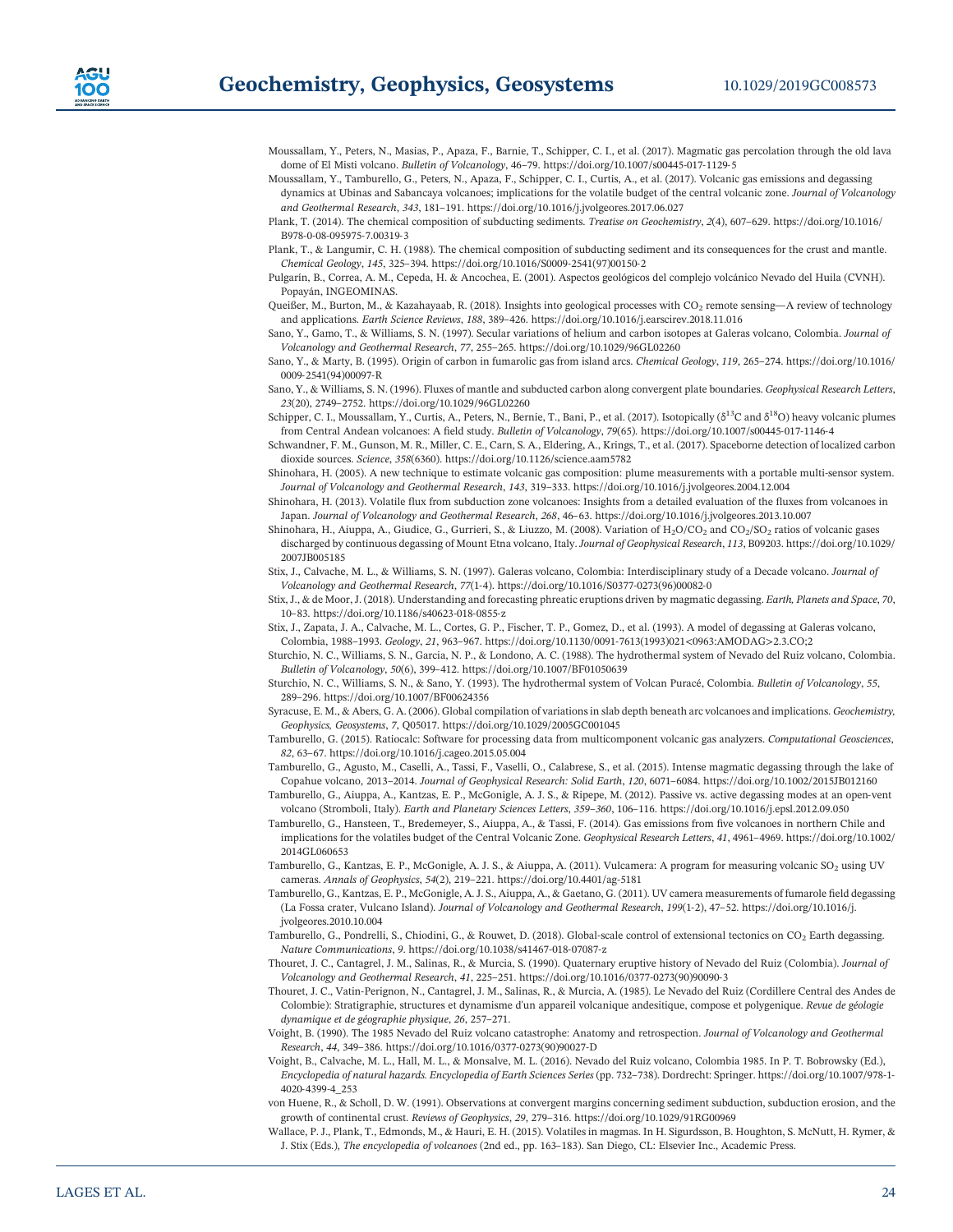Moussallam, Y., Peters, N., Masias, P., Apaza, F., Barnie, T., Schipper, C. I., et al. (2017). Magmatic gas percolation through the old lava dome of El Misti volcano. *Bulletin of Volcanology*, 46–79. https://doi.org/10.1007/s00445-017-1129-5

Moussallam, Y., Tamburello, G., Peters, N., Apaza, F., Schipper, C. I., Curtis, A., et al. (2017). Volcanic gas emissions and degassing dynamics at Ubinas and Sabancaya volcanoes; implications for the volatile budget of the central volcanic zone. *Journal of Volcanology and Geothermal Research*, *343*, 181–191. https://doi.org/10.1016/j.jvolgeores.2017.06.027

Plank, T. (2014). The chemical composition of subducting sediments. *Treatise on Geochemistry*, *2*(4), 607–629. https://doi.org/10.1016/B978-0-08-095975-7.00319-3

Plank, T., & Langumir, C. H. (1988). The chemical composition of subducting sediment and its consequences for the crust and mantle. *Chemical Geology*, *145*, 325–394. https://doi.org/10.1016/S0009-2541(97)00150-2

Pulgarín, B., Correa, A. M., Cepeda, H. & Ancochea, E. (2001). Aspectos geológicos del complejo volcánico Nevado del Huila (CVNH). Popayán, INGEOMINAS.

Queißer, M., Burton, M., & Kazahayaab, R. (2018). Insights into geological processes with $CO_2$ remote sensing—A review of technology and applications. *Earth Science Reviews*, *188*, 389–426. https://doi.org/10.1016/j.earscirev.2018.11.016

Sano, Y., Gamo, T., & Williams, S. N. (1997). Secular variations of helium and carbon isotopes at Galeras volcano, Colombia. *Journal of Volcanology and Geothermal Research*, *77*, 255–265. https://doi.org/10.1029/96GL02260

Sano, Y., & Marty, B. (1995). Origin of carbon in fumarolic gas from island arcs. *Chemical Geology*, *119*, 265–274. https://doi.org/10.1016/0009-2541(94)00097-R

Sano, Y., & Williams, S. N. (1996). Fluxes of mantle and subducted carbon along convergent plate boundaries. *Geophysical Research Letters*, *23*(20), 2749–2752. https://doi.org/10.1029/96GL02260

Schipper, C. I., Moussallam, Y., Curtis, A., Peters, N., Barnie, T., Bani, P., et al. (2017). Isotopically ($\delta^{13}C$ and $\delta^{18}O$) heavy volcanic plumes from Central Andean volcanoes: A field study. *Bulletin of Volcanology*, *79*(65). https://doi.org/10.1007/s00445-017-1146-4

Schwandner, F. M., Gunson, M. R., Miller, C. E., Carn, S. A., Eldering, A., Krings, T., et al. (2017). Spaceborne detection of localized carbon dioxide sources. *Science*, *358*(6360). https://doi.org/10.1126/science.aam5782

Shinohara, H. (2005). A new technique to estimate volcanic gas composition: plume measurements with a portable multi-sensor system. *Journal of Volcanology and Geothermal Research*, *143*, 319–333. https://doi.org/10.1016/j.jvolgeores.2004.12.004

Shinohara, H. (2013). Volatile flux from subduction zone volcanoes: Insights from a detailed evaluation of the fluxes from volcanoes in Japan. *Journal of Volcanology and Geothermal Research*, *268*, 46–63. https://doi.org/10.1016/j.jvolgeores.2013.10.007

Shinohara, H., Aiuppa, A., Giudice, G., Gurrieri, S., & Liuzzo, M. (2008). Variation of $H_2O/CO_2$ and $CO_2/SO_2$ ratios of volcanic gases discharged by continuous degassing of Mount Etna volcano, Italy. *Journal of Geophysical Research*, *113*, B09203. https://doi.org/10.1029/2007JB005185

Stix, J., Calvache, M. L., & Williams, S. N. (1997). Galeras volcano, Colombia: Interdisciplinary study of a Decade volcano. *Journal of Volcanology and Geothermal Research*, *77*(1-4). https://doi.org/10.1016/S0377-0273(96)00082-0

Stix, J., & de Moor, J. (2018). Understanding and forecasting phreatic eruptions driven by magmatic degassing. *Earth, Planets and Space*, *70*, 10–83. https://doi.org/10.1186/s40623-018-0855-z

Stix, J., Zapata, J. A., Calvache, M. L., Cortes, G. P., Fischer, T. P., Gomez, D., et al. (1993). A model of degassing at Galeras volcano, Colombia, 1988–1993. *Geology*, *21*, 963–967. https://doi.org/10.1130/0091-7613(1993)021<0963:AMODAG>2.3.CO;2

Sturchio, N. C., Williams, S. N., Garcia, N. P., & Londono, A. C. (1988). The hydrothermal system of Nevado del Ruiz volcano, Colombia. *Bulletin of Volcanology*, *50*(6), 399–412. https://doi.org/10.1007/BF01050639

Sturchio, N. C., Williams, S. N., & Sano, Y. (1993). The hydrothermal system of Volcan Puracé, Colombia. *Bulletin of Volcanology*, *55*, 289–296. https://doi.org/10.1007/BF00624356

Syracuse, E. M., & Abers, G. A. (2006). Global compilation of variations in slab depth beneath arc volcanoes and implications. *Geochemistry, Geophysics, Geosystems*, *7*, Q05017. https://doi.org/10.1029/2005GC001045

Tamburello, G. (2015). Ratiocalc: Software for processing data from multicomponent volcanic gas analyzers. *Computational Geosciences*, *82*, 63–67. https://doi.org/10.1016/j.cageo.2015.05.004

Tamburello, G., Agusto, M., Caselli, A., Tassi, F., Vaselli, O., Calabrese, S., et al. (2015). Intense magmatic degassing through the lake of Copahue volcano, 2013–2014. *Journal of Geophysical Research: Solid Earth*, *120*, 6071–6084. https://doi.org/10.1002/2015JB012160

Tamburello, G., Aiuppa, A., Kantzas, E. P., McGonigle, A. J. S., & Ripepe, M. (2012). Passive vs. active degassing modes at an open-vent volcano (Stromboli, Italy). *Earth and Planetary Sciences Letters*, *359–360*, 106–116. https://doi.org/10.1016/j.epsl.2012.09.050

Tamburello, G., Hansteen, T., Bredemeyer, S., Aiuppa, A., & Tassi, F. (2014). Gas emissions from five volcanoes in northern Chile and implications for the volatiles budget of the Central Volcanic Zone. *Geophysical Research Letters*, *41*, 4961–4969. https://doi.org/10.1002/2014GL060653

Tamburello, G., Kantzas, E. P., McGonigle, A. J. S., & Aiuppa, A. (2011). Vulcamera: A program for measuring volcanic $SO_2$ using UV cameras. *Annals of Geophysics*, *54*(2), 219–221. https://doi.org/10.4401/ag-5181

Tamburello, G., Kantzas, E. P., McGonigle, A. J. S., Aiuppa, A., & Gaetano, G. (2011). UV camera measurements of fumarole field degassing (La Fossa crater, Vulcano Island). *Journal of Volcanology and Geothermal Research*, *199*(1-2), 47–52. https://doi.org/10.1016/j.jvolgeores.2010.10.004

Tamburello, G., Pondrelli, S., Chiodini, G., & Rouwet, D. (2018). Global-scale control of extensional tectonics on $CO_2$ Earth degassing. *Nature Communications*, *9*. https://doi.org/10.1038/s41467-018-07087-z

Thouret, J. C., Cantagrel, J. M., Salinas, R., & Murcia, S. (1990). Quaternary eruptive history of Nevado del Ruiz (Colombia). *Journal of Volcanology and Geothermal Research*, *41*, 225–251. https://doi.org/10.1016/0377-0273(90)90090-3

Thouret, J. C., Vatin-Perignon, N., Cantagrel, J. M., Salinas, R., & Murcia, A. (1985). Le Nevado del Ruiz (Cordillere Central des Andes de Colombie): Stratigraphie, structures et dynamisme d'un appareil volcanique andesitique, compose et polygenique. *Revue de géologie dynamique et de géographie physique*, *26*, 257–271.

Voight, B. (1990). The 1985 Nevado del Ruiz volcano catastrophe: Anatomy and retrospection. *Journal of Volcanology and Geothermal Research*, *44*, 349–386. https://doi.org/10.1016/0377-0273(90)90027-D

Voight, B., Calvache, M. L., Hall, M. L., & Monsalve, M. L. (2016). Nevado del Ruiz volcano, Colombia 1985. In P. T. Bobrowsky (Ed.), *Encyclopedia of natural hazards. Encyclopedia of Earth Sciences Series* (pp. 732–738). Dordrecht: Springer. https://doi.org/10.1007/978-1-4020-4399-4_253

von Huene, R., & Scholl, D. W. (1991). Observations at convergent margins concerning sediment subduction, subduction erosion, and the growth of continental crust. *Reviews of Geophysics*, *29*, 279–316. https://doi.org/10.1029/91RG00969

Wallace, P. J., Plank, T., Edmonds, M., & Hauri, E. H. (2015). Volatiles in magmas. In H. Sigurdsson, B. Houghton, S. McNutt, H. Rymer, & J. Stix (Eds.), *The encyclopedia of volcanoes* (2nd ed., pp. 163–183). San Diego, CL: Elsevier Inc., Academic Press.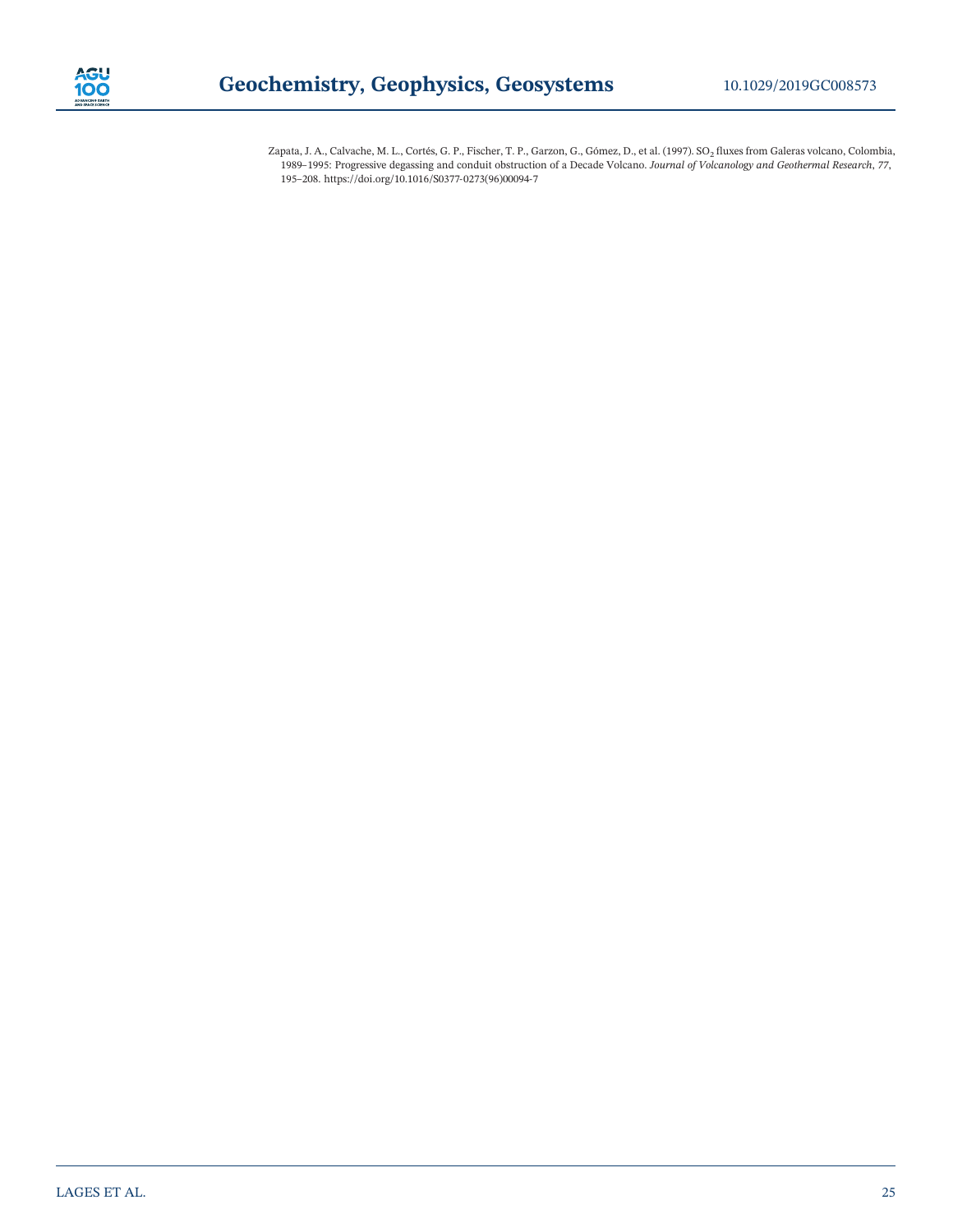Zapata, J. A., Calvache, M. L., Cortés, G. P., Fischer, T. P., Garzon, G., Gómez, D., et al. (1997). $SO_2$ fluxes from Galeras volcano, Colombia, 1989–1995: Progressive degassing and conduit obstruction of a Decade Volcano. *Journal of Volcanology and Geothermal Research*, *77*, 195–208. https://doi.org/10.1016/S0377-0273(96)00094-7